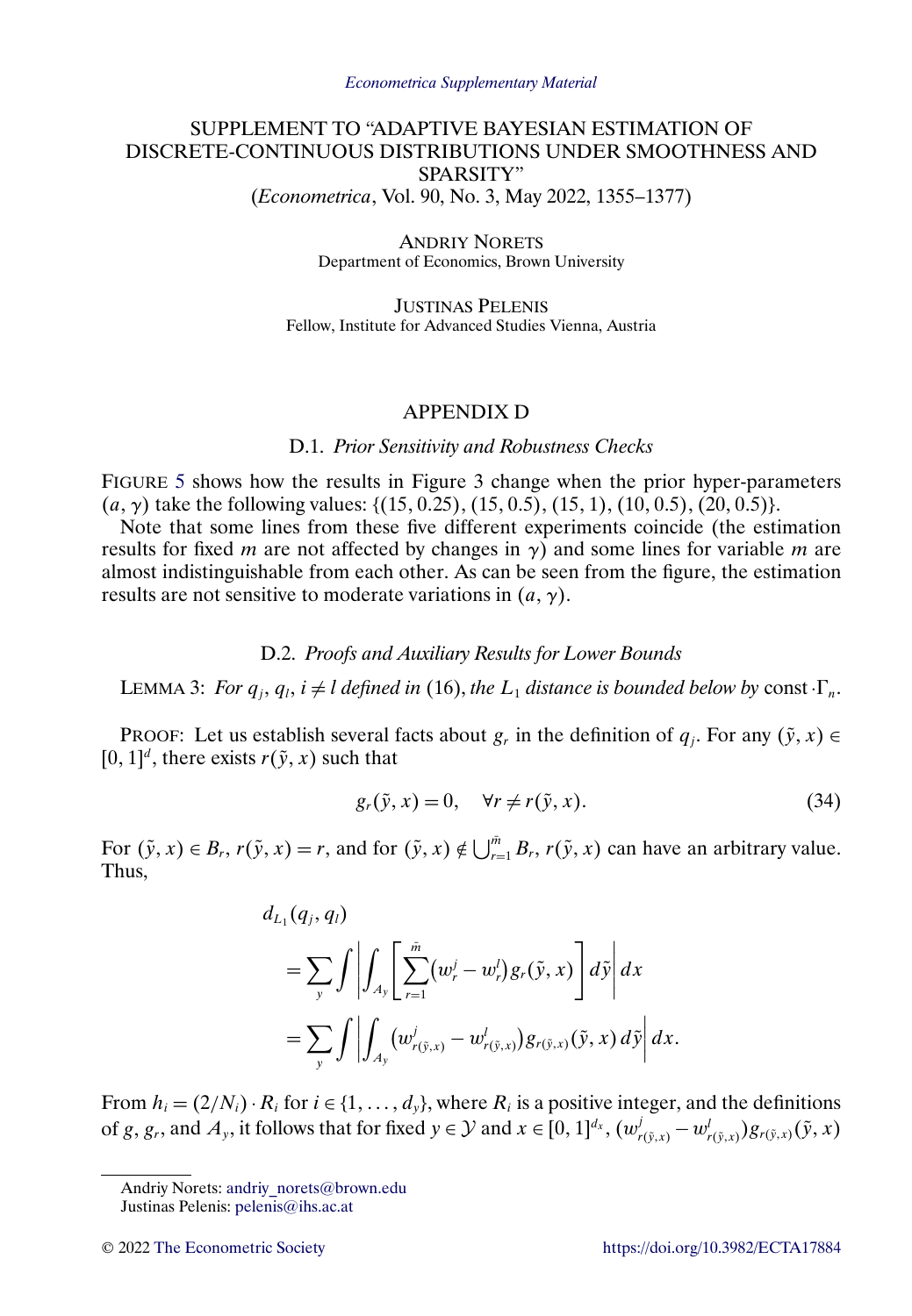# SUPPLEMENT TO "ADAPTIVE BAYESIAN ESTIMATION OF DISCRETE-CONTINUOUS DISTRIBUTIONS UNDER SMOOTHNESS AND SPARSITY"

(*Econometrica*, Vol. 90, No. 3, May 2022, 1355–1377)

ANDRIY NORETS
Department of Economics, Brown University

JUSTINAS PELENIS
Fellow, Institute for Advanced Studies Vienna, Austria

## APPENDIX D

### D.1. *Prior Sensitivity and Robustness Checks*

FIGURE 5 shows how the results in Figure 3 change when the prior hyper-parameters $(a, \gamma)$ take the following values: $\{(15, 0.25), (15, 0.5), (15, 1), (10, 0.5), (20, 0.5)\}$.

Note that some lines from these five different experiments coincide (the estimation results for fixed $m$ are not affected by changes in $\gamma$) and some lines for variable $m$ are almost indistinguishable from each other. As can be seen from the figure, the estimation results are not sensitive to moderate variations in $(a, \gamma)$.

### D.2. *Proofs and Auxiliary Results for Lower Bounds*

LEMMA 3: *For $q_j$, $q_l$, $i \neq l$ defined in* (16), *the $L_1$ distance is bounded below by* $\text{const} \cdot \Gamma_n$.

PROOF: Let us establish several facts about $g_r$ in the definition of $q_j$. For any $(\tilde{y}, x) \in [0, 1]^d$, there exists $r(\tilde{y}, x)$ such that

$$g_r(\tilde{y}, x) = 0, \quad \forall r \neq r(\tilde{y}, x). \tag{34}$$

For $(\tilde{y}, x) \in B_r$, $r(\tilde{y}, x) = r$, and for $(\tilde{y}, x) \notin \bigcup_{r=1}^{\bar{m}} B_r$, $r(\tilde{y}, x)$ can have an arbitrary value. Thus,

$$\begin{aligned}
&d_{L_1}(q_j, q_l) \\
&= \sum_y \int \left| \int_{A_y} \left[ \sum_{r=1}^{\bar{m}} (w_r^j - w_r^l) g_r(\tilde{y}, x) \right] d\tilde{y} \right| dx \\
&= \sum_y \int \left| \int_{A_y} (w_{r(\tilde{y},x)}^j - w_{r(\tilde{y},x)}^l) g_{r(\tilde{y},x)}(\tilde{y}, x) \, d\tilde{y} \right| dx.
\end{aligned}$$

From $h_i = (2/N_i) \cdot R_i$ for $i \in \{1, \dots, d_y\}$, where $R_i$ is a positive integer, and the definitions of $g$, $g_r$, and $A_y$, it follows that for fixed $y \in \mathcal{Y}$ and $x \in [0, 1]^{d_x}$, $(w_{r(\tilde{y},x)}^j - w_{r(\tilde{y},x)}^l) g_{r(\tilde{y},x)}(\tilde{y}, x)$

---

Andriy Norets: andriy_norets@brown.edu
Justinas Pelenis: pelenis@ihs.ac.at

© 2022 The Econometric Society https://doi.org/10.3982/ECTA17884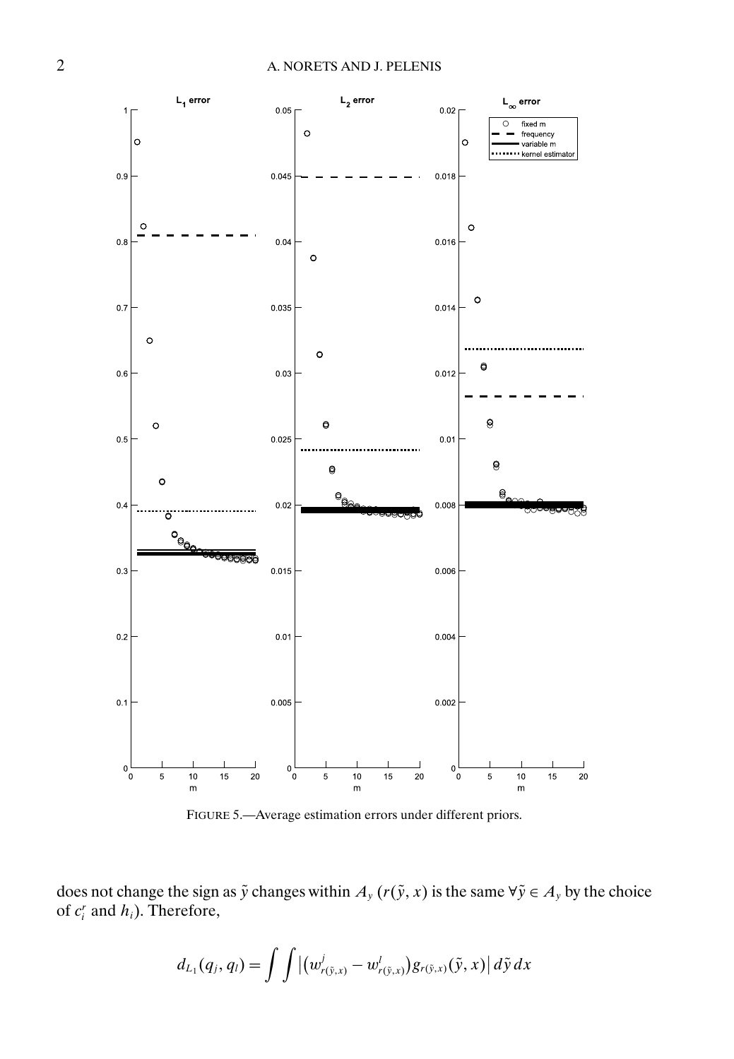FIGURE 5.—Average estimation errors under different priors.

does not change the sign as $\tilde{y}$ changes within $A_y$ ($r(\tilde{y}, x)$ is the same $\forall \tilde{y} \in A_y$ by the choice of $c_i^r$ and $h_i$). Therefore,

$$d_{L_1}(q_j, q_l) = \int \int \left| \left(w^j_{r(\tilde{y},x)} - w^l_{r(\tilde{y},x)}\right) g_{r(\tilde{y},x)}(\tilde{y}, x) \right| d\tilde{y}\, dx$$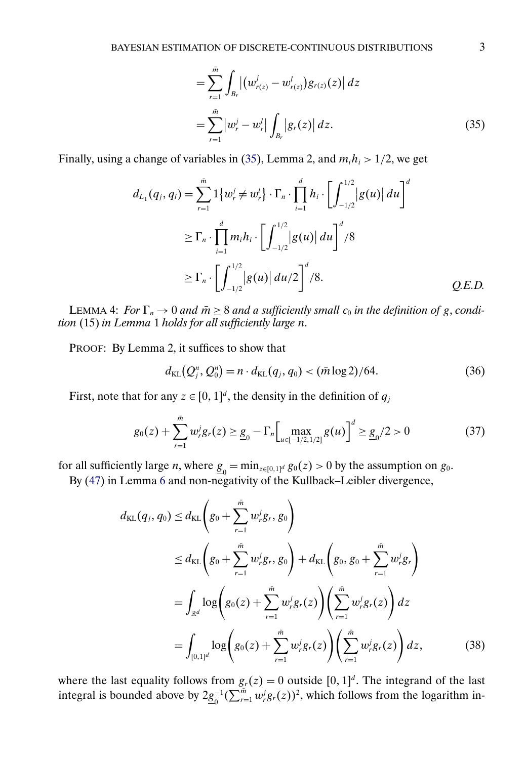$$
= \sum_{r=1}^{\bar{m}} \int_{B_r} \left| \left( w^j_{r(z)} - w^l_{r(z)} \right) g_{r(z)}(z) \right| dz
$$

$$
= \sum_{r=1}^{\bar{m}} \left| w^j_r - w^l_r \right| \int_{B_r} \left| g_r(z) \right| dz. \tag{35}
$$

Finally, using a change of variables in (35), Lemma 2, and $m_i h_i > 1/2$, we get

$$
\begin{aligned}
d_{L_1}(q_j, q_l) &= \sum_{r=1}^{\bar{m}} 1\{w^j_r \neq w^l_r\} \cdot \Gamma_n \cdot \prod_{i=1}^{d} h_i \cdot \left[ \int_{-1/2}^{1/2} \left| g(u) \right| du \right]^d \\
&\geq \Gamma_n \cdot \prod_{i=1}^{d} m_i h_i \cdot \left[ \int_{-1/2}^{1/2} \left| g(u) \right| du \right]^d /8 \\
&\geq \Gamma_n \cdot \left[ \int_{-1/2}^{1/2} \left| g(u) \right| du/2 \right]^d /8. \qquad \textit{Q.E.D.}
\end{aligned}
$$

LEMMA 4: *For $\Gamma_n \to 0$ and $\bar{m} \geq 8$ and a sufficiently small $c_0$ in the definition of $g$, condition* (15) *in Lemma* 1 *holds for all sufficiently large $n$.*

PROOF: By Lemma 2, it suffices to show that

$$
d_{\mathrm{KL}}\left(Q^n_j, Q^n_0\right) = n \cdot d_{\mathrm{KL}}(q_j, q_0) < (\bar{m} \log 2)/64. \tag{36}
$$

First, note that for any $z \in [0,1]^d$, the density in the definition of $q_j$

$$
g_0(z) + \sum_{r=1}^{\bar{m}} w^j_r g_r(z) \geq \underline{g}_0 - \Gamma_n \left[ \max_{u \in [-1/2, 1/2]} g(u) \right]^d \geq \underline{g}_0 /2 > 0 \tag{37}
$$

for all sufficiently large $n$, where $\underline{g}_0 = \min_{z \in [0,1]^d} g_0(z) > 0$ by the assumption on $g_0$.

By (47) in Lemma 6 and non-negativity of the Kullback–Leibler divergence,

$$
\begin{aligned}
d_{\mathrm{KL}}(q_j, q_0) &\leq d_{\mathrm{KL}}\left( g_0 + \sum_{r=1}^{\bar{m}} w^j_r g_r, g_0 \right) \\
&\leq d_{\mathrm{KL}}\left( g_0 + \sum_{r=1}^{\bar{m}} w^j_r g_r, g_0 \right) + d_{\mathrm{KL}}\left( g_0, g_0 + \sum_{r=1}^{\bar{m}} w^j_r g_r \right) \\
&= \int_{\mathbb{R}^d} \log\left( g_0(z) + \sum_{r=1}^{\bar{m}} w^j_r g_r(z) \right) \left( \sum_{r=1}^{\bar{m}} w^j_r g_r(z) \right) dz \\
&= \int_{[0,1]^d} \log\left( g_0(z) + \sum_{r=1}^{\bar{m}} w^j_r g_r(z) \right) \left( \sum_{r=1}^{\bar{m}} w^j_r g_r(z) \right) dz,
\end{aligned} \tag{38}
$$

where the last equality follows from $g_r(z) = 0$ outside $[0,1]^d$. The integrand of the last integral is bounded above by $2\underline{g}_0^{-1} (\sum_{r=1}^{\bar{m}} w^j_r g_r(z))^2$, which follows from the logarithm in-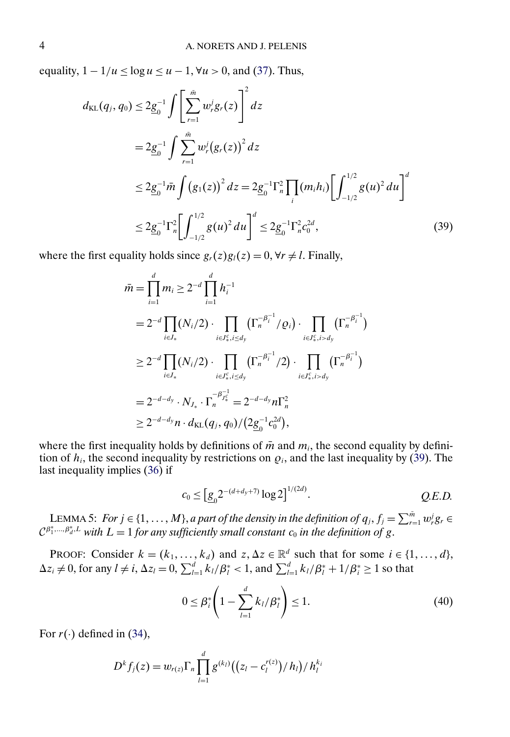equality, $1 - 1/u \le \log u \le u - 1, \forall u > 0$, and (37). Thus,

$$
\begin{aligned}
d_{\mathrm{KL}}(q_j, q_0) &\le 2\underline{g}_0^{-1} \int \left[ \sum_{r=1}^{\bar{m}} w_r^j g_r(z) \right]^2 dz \\
&= 2\underline{g}_0^{-1} \int \sum_{r=1}^{\bar{m}} w_r^j \big(g_r(z)\big)^2 dz \\
&\le 2\underline{g}_0^{-1} \bar{m} \int \big(g_1(z)\big)^2 dz = 2\underline{g}_0^{-1} \Gamma_n^2 \prod_i (m_i h_i) \left[ \int_{-1/2}^{1/2} g(u)^2 \, du \right]^d \\
&\le 2\underline{g}_0^{-1} \Gamma_n^2 \left[ \int_{-1/2}^{1/2} g(u)^2 \, du \right]^d \le 2\underline{g}_0^{-1} \Gamma_n^2 c_0^{2d}, \qquad (39)
\end{aligned}
$$

where the first equality holds since $g_r(z) g_l(z) = 0, \forall r \neq l$. Finally,

$$
\begin{aligned}
\bar{m} &= \prod_{i=1}^d m_i \ge 2^{-d} \prod_{i=1}^d h_i^{-1} \\
&= 2^{-d} \prod_{i \in J_*} (N_i/2) \cdot \prod_{i \in J_*^c, i \le d_y} \big(\Gamma_n^{-\beta_i^{-1}}/\varrho_i\big) \cdot \prod_{i \in J_*^c, i > d_y} \big(\Gamma_n^{-\beta_i^{-1}}\big) \\
&\ge 2^{-d} \prod_{i \in J_*} (N_i/2) \cdot \prod_{i \in J_*^c, i \le d_y} \big(\Gamma_n^{-\beta_i^{-1}}/2\big) \cdot \prod_{i \in J_*^c, i > d_y} \big(\Gamma_n^{-\beta_i^{-1}}\big) \\
&= 2^{-d-d_y} \cdot N_{J_*} \cdot \Gamma_n^{-\beta_{J_*^c}^{-1}} = 2^{-d-d_y} n \Gamma_n^2 \\
&\ge 2^{-d-d_y} n \cdot d_{\mathrm{KL}}(q_j, q_0) / \big(2\underline{g}_0^{-1} c_0^{2d}\big),
\end{aligned}
$$

where the first inequality holds by definitions of $\bar{m}$ and $m_i$, the second equality by definition of $h_i$, the second inequality by restrictions on $\varrho_i$, and the last inequality by (39). The last inequality implies (36) if

$$
c_0 \le \big[\underline{g}_0 2^{-(d+d_y+7)} \log 2\big]^{1/(2d)}. \qquad \textit{Q.E.D.}
$$

LEMMA 5: *For $j \in \{1, \ldots, M\}$, a part of the density in the definition of $q_j$, $f_j = \sum_{r=1}^{\bar{m}} w_r^j g_r \in \mathcal{C}^{\beta_1^*, \ldots, \beta_d^*, L}$ with $L = 1$ for any sufficiently small constant $c_0$ in the definition of $g$.*

PROOF: Consider $k = (k_1, \ldots, k_d)$ and $z, \Delta z \in \mathbb{R}^d$ such that for some $i \in \{1, \ldots, d\}$, $\Delta z_i \neq 0$, for any $l \neq i$, $\Delta z_l = 0$, $\sum_{l=1}^d k_l/\beta_l^* < 1$, and $\sum_{l=1}^d k_l/\beta_l^* + 1/\beta_i^* \ge 1$ so that

$$
0 \le \beta_i^* \left( 1 - \sum_{l=1}^d k_l/\beta_l^* \right) \le 1. \qquad (40)
$$

For $r(\cdot)$ defined in (34),

$$
D^k f_j(z) = w_{r(z)} \Gamma_n \prod_{l=1}^d g^{(k_l)}\big(\big(z_l - c_l^{r(z)}\big)/h_l\big)/h_l^{k_l}
$$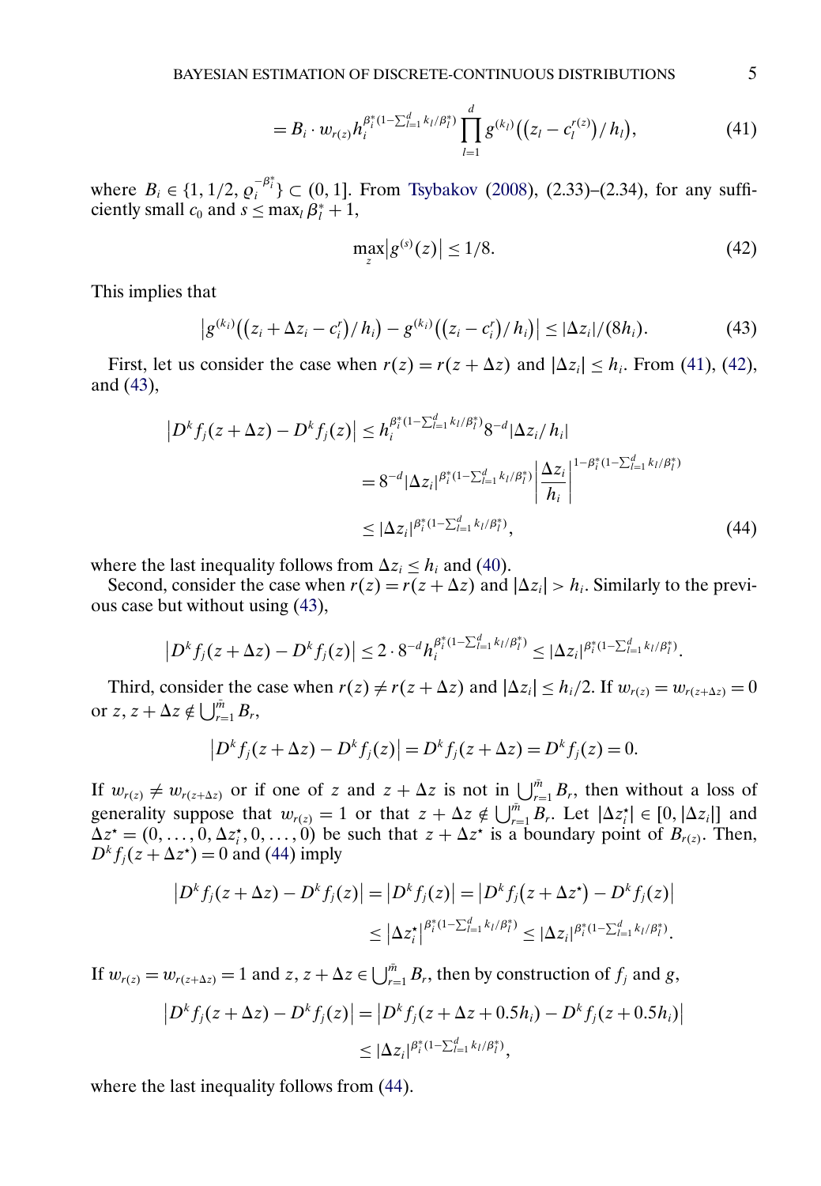$$= B_i \cdot w_{r(z)} h_i^{\beta_i^*(1-\sum_{l=1}^d k_l/\beta_l^*)} \prod_{l=1}^d g^{(k_l)}\big((z_l - c_l^{r(z)})/h_l\big), \tag{41}$$

where $B_i \in \{1, 1/2, \varrho_i^{-\beta_i^*}\} \subset (0, 1]$. From Tsybakov (2008), (2.33)–(2.34), for any sufficiently small $c_0$ and $s \le \max_l \beta_l^* + 1$,

$$\max_z \big|g^{(s)}(z)\big| \le 1/8. \tag{42}$$

This implies that

$$\big|g^{(k_i)}\big((z_i + \Delta z_i - c_i^r)/h_i\big) - g^{(k_i)}\big((z_i - c_i^r)/h_i\big)\big| \le |\Delta z_i|/(8h_i). \tag{43}$$

First, let us consider the case when $r(z) = r(z + \Delta z)$ and $|\Delta z_i| \le h_i$. From (41), (42), and (43),

$$\begin{aligned}
\big|D^k f_j(z + \Delta z) - D^k f_j(z)\big| &\le h_i^{\beta_i^*(1-\sum_{l=1}^d k_l/\beta_l^*)} 8^{-d} |\Delta z_i / h_i| \\
&= 8^{-d} |\Delta z_i|^{\beta_i^*(1-\sum_{l=1}^d k_l/\beta_l^*)} \left|\frac{\Delta z_i}{h_i}\right|^{1-\beta_i^*(1-\sum_{l=1}^d k_l/\beta_l^*)} \\
&\le |\Delta z_i|^{\beta_i^*(1-\sum_{l=1}^d k_l/\beta_l^*)},
\end{aligned} \tag{44}$$

where the last inequality follows from $\Delta z_i \le h_i$ and (40).

Second, consider the case when $r(z) = r(z + \Delta z)$ and $|\Delta z_i| > h_i$. Similarly to the previous case but without using (43),

$$\big|D^k f_j(z + \Delta z) - D^k f_j(z)\big| \le 2 \cdot 8^{-d} h_i^{\beta_i^*(1-\sum_{l=1}^d k_l/\beta_l^*)} \le |\Delta z_i|^{\beta_i^*(1-\sum_{l=1}^d k_l/\beta_l^*)}.$$

Third, consider the case when $r(z) \ne r(z + \Delta z)$ and $|\Delta z_i| \le h_i/2$. If $w_{r(z)} = w_{r(z+\Delta z)} = 0$ or $z, z + \Delta z \notin \bigcup_{r=1}^{\tilde m} B_r$,

$$\big|D^k f_j(z + \Delta z) - D^k f_j(z)\big| = D^k f_j(z + \Delta z) = D^k f_j(z) = 0.$$

If $w_{r(z)} \ne w_{r(z+\Delta z)}$ or if one of $z$ and $z + \Delta z$ is not in $\bigcup_{r=1}^{\tilde m} B_r$, then without a loss of generality suppose that $w_{r(z)} = 1$ or that $z + \Delta z \notin \bigcup_{r=1}^{\tilde m} B_r$. Let $|\Delta z_i^\star| \in [0, |\Delta z_i|]$ and $\Delta z^\star = (0, \dots, 0, \Delta z_i^\star, 0, \dots, 0)$ be such that $z + \Delta z^\star$ is a boundary point of $B_{r(z)}$. Then, $D^k f_j(z + \Delta z^\star) = 0$ and (44) imply

$$\begin{aligned}
\big|D^k f_j(z + \Delta z) - D^k f_j(z)\big| &= \big|D^k f_j(z)\big| = \big|D^k f_j\big(z + \Delta z^\star\big) - D^k f_j(z)\big| \\
&\le \big|\Delta z_i^\star\big|^{\beta_i^*(1-\sum_{l=1}^d k_l/\beta_l^*)} \le |\Delta z_i|^{\beta_i^*(1-\sum_{l=1}^d k_l/\beta_l^*)}.
\end{aligned}$$

If $w_{r(z)} = w_{r(z+\Delta z)} = 1$ and $z, z + \Delta z \in \bigcup_{r=1}^{\tilde m} B_r$, then by construction of $f_j$ and $g$,

$$\begin{aligned}
\big|D^k f_j(z + \Delta z) - D^k f_j(z)\big| &= \big|D^k f_j(z + \Delta z + 0.5h_i) - D^k f_j(z + 0.5h_i)\big| \\
&\le |\Delta z_i|^{\beta_i^*(1-\sum_{l=1}^d k_l/\beta_l^*)},
\end{aligned}$$

where the last inequality follows from (44).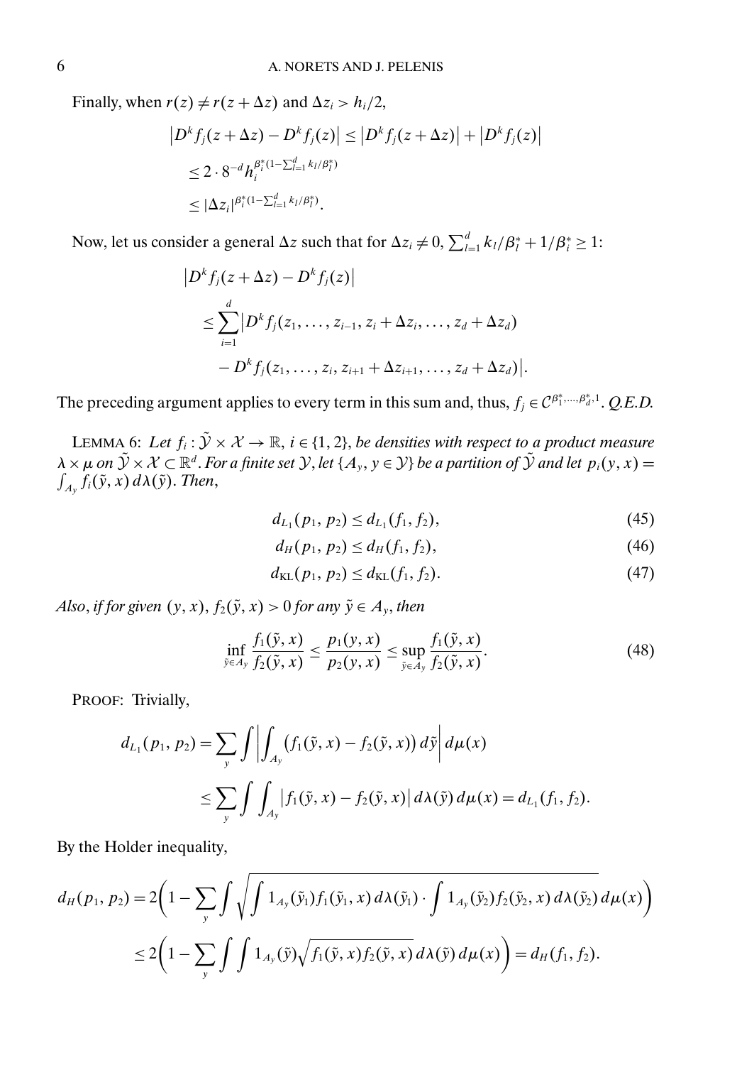Finally, when $r(z) \neq r(z+\Delta z)$ and $\Delta z_i > h_i/2$,

$$
\begin{aligned}
\left|D^k f_j(z+\Delta z) - D^k f_j(z)\right| &\leq \left|D^k f_j(z+\Delta z)\right| + \left|D^k f_j(z)\right| \\
&\leq 2 \cdot 8^{-d} h_i^{\beta_i^*(1-\sum_{l=1}^d k_l/\beta_l^*)} \\
&\leq |\Delta z_i|^{\beta_i^*(1-\sum_{l=1}^d k_l/\beta_l^*)}.
\end{aligned}
$$

Now, let us consider a general $\Delta z$ such that for $\Delta z_i \neq 0$, $\sum_{l=1}^d k_l/\beta_l^* + 1/\beta_i^* \geq 1$:

$$
\begin{aligned}
&\left|D^k f_j(z+\Delta z) - D^k f_j(z)\right| \\
&\quad \leq \sum_{i=1}^d \big|D^k f_j(z_1, \ldots, z_{i-1}, z_i + \Delta z_i, \ldots, z_d + \Delta z_d) \\
&\qquad - D^k f_j(z_1, \ldots, z_i, z_{i+1} + \Delta z_{i+1}, \ldots, z_d + \Delta z_d)\big|.
\end{aligned}
$$

The preceding argument applies to every term in this sum and, thus, $f_j \in \mathcal{C}^{\beta_1^*,\ldots,\beta_d^*,1}$. *Q.E.D.*

LEMMA 6: *Let $f_i : \tilde{\mathcal{Y}} \times \mathcal{X} \to \mathbb{R}$, $i \in \{1, 2\}$, be densities with respect to a product measure $\lambda \times \mu$ on $\tilde{\mathcal{Y}} \times \mathcal{X} \subset \mathbb{R}^d$. For a finite set $\mathcal{Y}$, let $\{A_y, y \in \mathcal{Y}\}$ be a partition of $\tilde{\mathcal{Y}}$ and let $p_i(y,x) = \int_{A_y} f_i(\tilde{y}, x)\, d\lambda(\tilde{y})$. Then,*

$$
d_{L_1}(p_1, p_2) \leq d_{L_1}(f_1, f_2), \tag{45}
$$

$$
d_H(p_1, p_2) \leq d_H(f_1, f_2), \tag{46}
$$

$$
d_{\mathrm{KL}}(p_1, p_2) \leq d_{\mathrm{KL}}(f_1, f_2). \tag{47}
$$

*Also, if for given $(y, x)$, $f_2(\tilde{y}, x) > 0$ for any $\tilde{y} \in A_y$, then*

$$
\inf_{\tilde{y} \in A_y} \frac{f_1(\tilde{y}, x)}{f_2(\tilde{y}, x)} \leq \frac{p_1(y,x)}{p_2(y,x)} \leq \sup_{\tilde{y} \in A_y} \frac{f_1(\tilde{y}, x)}{f_2(\tilde{y}, x)}. \tag{48}
$$

PROOF: Trivially,

$$
\begin{aligned}
d_{L_1}(p_1, p_2) &= \sum_y \int \left| \int_{A_y} \big(f_1(\tilde{y}, x) - f_2(\tilde{y}, x)\big)\, d\tilde{y} \right| d\mu(x) \\
&\leq \sum_y \int \int_{A_y} \left| f_1(\tilde{y}, x) - f_2(\tilde{y}, x) \right| d\lambda(\tilde{y})\, d\mu(x) = d_{L_1}(f_1, f_2).
\end{aligned}
$$

By the Holder inequality,

$$
\begin{aligned}
d_H(p_1, p_2) &= 2\bigg(1 - \sum_y \int \sqrt{\int 1_{A_y}(\tilde{y}_1) f_1(\tilde{y}_1, x)\, d\lambda(\tilde{y}_1) \cdot \int 1_{A_y}(\tilde{y}_2) f_2(\tilde{y}_2, x)\, d\lambda(\tilde{y}_2)}\, d\mu(x)\bigg) \\
&\leq 2\bigg(1 - \sum_y \int \int 1_{A_y}(\tilde{y}) \sqrt{f_1(\tilde{y}, x) f_2(\tilde{y}, x)}\, d\lambda(\tilde{y})\, d\mu(x)\bigg) = d_H(f_1, f_2).
\end{aligned}
$$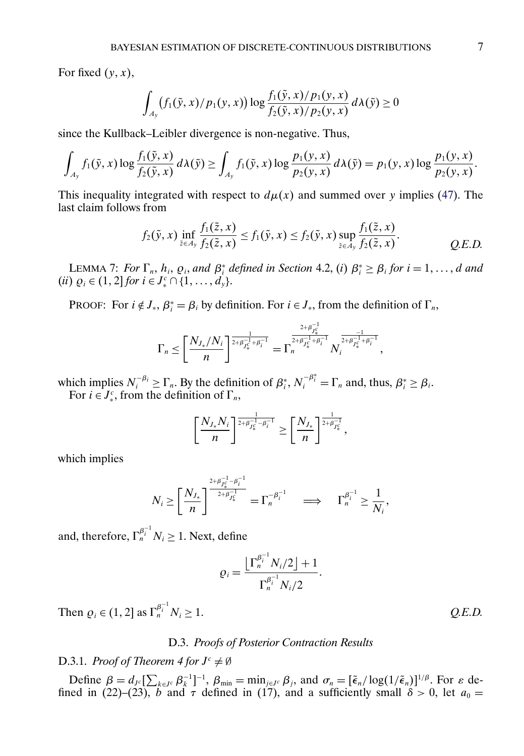For fixed $(y, x)$,

$$\int_{A_y} \big(f_1(\tilde{y}, x)/p_1(y, x)\big) \log \frac{f_1(\tilde{y}, x)/p_1(y, x)}{f_2(\tilde{y}, x)/p_2(y, x)}\, d\lambda(\tilde{y}) \geq 0$$

since the Kullback–Leibler divergence is non-negative. Thus,

$$\int_{A_y} f_1(\tilde{y}, x) \log \frac{f_1(\tilde{y}, x)}{f_2(\tilde{y}, x)}\, d\lambda(\tilde{y}) \geq \int_{A_y} f_1(\tilde{y}, x) \log \frac{p_1(y, x)}{p_2(y, x)}\, d\lambda(\tilde{y}) = p_1(y, x) \log \frac{p_1(y, x)}{p_2(y, x)}.$$

This inequality integrated with respect to $d\mu(x)$ and summed over $y$ implies (47). The last claim follows from

$$f_2(\tilde{y}, x) \inf_{\tilde{z} \in A_y} \frac{f_1(\tilde{z}, x)}{f_2(\tilde{z}, x)} \leq f_1(\tilde{y}, x) \leq f_2(\tilde{y}, x) \sup_{\tilde{z} \in A_y} \frac{f_1(\tilde{z}, x)}{f_2(\tilde{z}, x)}. \qquad \textit{Q.E.D.}$$

LEMMA 7: *For $\Gamma_n$, $h_i$, $\varrho_i$, and $\beta_i^*$ defined in Section 4.2, (i) $\beta_i^* \geq \beta_i$ for $i = 1, \dots, d$ and (ii) $\varrho_i \in (1, 2]$ for $i \in J_*^c \cap \{1, \dots, d_y\}$.*

PROOF: For $i \notin J_*$, $\beta_i^* = \beta_i$ by definition. For $i \in J_*$, from the definition of $\Gamma_n$,

$$\Gamma_n \leq \left[\frac{N_{J_*}/N_i}{n}\right]^{\frac{1}{2+\beta_{J_*^c}^{-1}+\beta_i^{-1}}} = \Gamma_n^{\frac{2+\beta_{J_*^c}^{-1}}{2+\beta_{J_*^c}^{-1}+\beta_i^{-1}}} N_i^{\frac{-1}{2+\beta_{J_*^c}^{-1}+\beta_i^{-1}}},$$

which implies $N_i^{-\beta_i} \geq \Gamma_n$. By the definition of $\beta_i^*$, $N_i^{-\beta_i^*} = \Gamma_n$ and, thus, $\beta_i^* \geq \beta_i$.

For $i \in J_*^c$, from the definition of $\Gamma_n$,

$$\left[\frac{N_{J_*} N_i}{n}\right]^{\frac{1}{2+\beta_{J_*^c}^{-1}-\beta_i^{-1}}} \geq \left[\frac{N_{J_*}}{n}\right]^{\frac{1}{2+\beta_{J_*^c}^{-1}}},$$

which implies

$$N_i \geq \left[\frac{N_{J_*}}{n}\right]^{\frac{2+\beta_{J_*^c}^{-1}-\beta_i^{-1}}{2+\beta_{J_*^c}^{-1}}} = \Gamma_n^{-\beta_i^{-1}} \quad \Longrightarrow \quad \Gamma_n^{\beta_i^{-1}} \geq \frac{1}{N_i},$$

and, therefore, $\Gamma_n^{\beta_i^{-1}} N_i \geq 1$. Next, define

$$\varrho_i = \frac{\lfloor \Gamma_n^{\beta_i^{-1}} N_i/2 \rfloor + 1}{\Gamma_n^{\beta_i^{-1}} N_i/2}.$$

Then $\varrho_i \in (1, 2]$ as $\Gamma_n^{\beta_i^{-1}} N_i \geq 1$. *Q.E.D.*

### D.3. *Proofs of Posterior Contraction Results*

#### D.3.1. *Proof of Theorem 4 for $J^c \neq \emptyset$*

Define $\beta = d_{J^c}[\sum_{k \in J^c} \beta_k^{-1}]^{-1}$, $\beta_{\min} = \min_{j \in J^c} \beta_j$, and $\sigma_n = [\tilde{\epsilon}_n / \log(1/\tilde{\epsilon}_n)]^{1/\beta}$. For $\varepsilon$ defined in (22)–(23), $b$ and $\tau$ defined in (17), and a sufficiently small $\delta > 0$, let $a_0 =$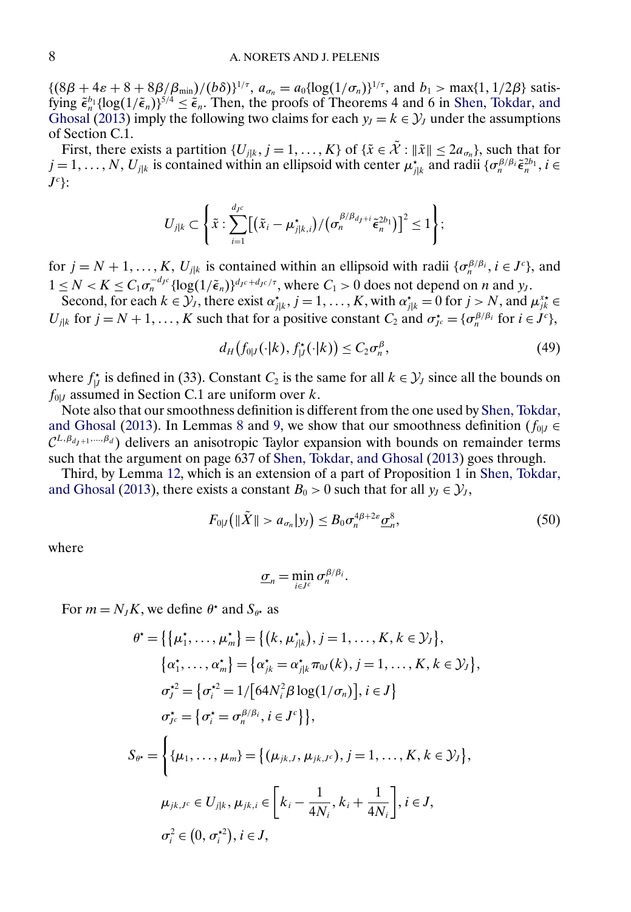$\{(8\beta + 4\varepsilon + 8 + 8\beta/\beta_{\min})/(b\delta)\}^{1/\tau}$, $a_{\sigma_n} = a_0\{\log(1/\sigma_n)\}^{1/\tau}$, and $b_1 > \max\{1, 1/2\beta\}$ satisfying $\tilde{\epsilon}_n^{b_1}\{\log(1/\tilde{\epsilon}_n)\}^{5/4} \le \tilde{\epsilon}_n$. Then, the proofs of Theorems 4 and 6 in Shen, Tokdar, and Ghosal (2013) imply the following two claims for each $y_J = k \in \mathcal{Y}_J$ under the assumptions of Section C.1.

First, there exists a partition $\{U_{j|k}, j = 1, \dots, K\}$ of $\{\tilde{x} \in \tilde{\mathcal{X}} : \|\tilde{x}\| \le 2a_{\sigma_n}\}$, such that for $j = 1, \dots, N$, $U_{j|k}$ is contained within an ellipsoid with center $\mu^{\star}_{j|k}$ and radii $\{\sigma_n^{\beta/\beta_i}\tilde{\epsilon}_n^{2b_1}, i \in J^c\}$:

$$
U_{j|k} \subset \left\{\tilde{x} : \sum_{i=1}^{d_{J^c}} \left[(\tilde{x}_i - \mu^{\star}_{j|k,i})/(\sigma_n^{\beta/\beta_{d_J+i}}\tilde{\epsilon}_n^{2b_1})\right]^2 \le 1\right\};
$$

for $j = N+1, \dots, K$, $U_{j|k}$ is contained within an ellipsoid with radii $\{\sigma_n^{\beta/\beta_i}, i \in J^c\}$, and $1 \le N < K \le C_1 \sigma_n^{-d_{J^c}}\{\log(1/\tilde{\epsilon}_n)\}^{d_{J^c}+d_{J^c}/\tau}$, where $C_1 > 0$ does not depend on $n$ and $y_J$.

Second, for each $k \in \mathcal{Y}_J$, there exist $\alpha^{\star}_{j|k}$, $j = 1, \dots, K$, with $\alpha^{\star}_{j|k} = 0$ for $j > N$, and $\mu^{x\star}_{jk} \in U_{j|k}$ for $j = N+1, \dots, K$ such that for a positive constant $C_2$ and $\sigma^{\star}_{J^c} = \{\sigma_n^{\beta/\beta_i}$ for $i \in J^c\}$,

$$
d_H\big(f_{0|J}(\cdot|k), f^{\star}_{|J}(\cdot|k)\big) \le C_2\sigma_n^{\beta}, \tag{49}
$$

where $f^{\star}_{|J}$ is defined in (33). Constant $C_2$ is the same for all $k \in \mathcal{Y}_J$ since all the bounds on $f_{0|J}$ assumed in Section C.1 are uniform over $k$.

Note also that our smoothness definition is different from the one used by Shen, Tokdar, and Ghosal (2013). In Lemmas 8 and 9, we show that our smoothness definition ($f_{0|J} \in \mathcal{C}^{L,\beta_{d_J+1},\dots,\beta_d}$) delivers an anisotropic Taylor expansion with bounds on remainder terms such that the argument on page 637 of Shen, Tokdar, and Ghosal (2013) goes through.

Third, by Lemma 12, which is an extension of a part of Proposition 1 in Shen, Tokdar, and Ghosal (2013), there exists a constant $B_0 > 0$ such that for all $y_J \in \mathcal{Y}_J$,

$$
F_{0|J}\big(\|\tilde{X}\| > a_{\sigma_n}|y_J\big) \le B_0\sigma_n^{4\beta+2\varepsilon}\underline{\sigma}_n^8, \tag{50}
$$

where

$$
\underline{\sigma}_n = \min_{i \in J^c}\sigma_n^{\beta/\beta_i}.
$$

For $m = N_J K$, we define $\theta^{\star}$ and $S_{\theta^{\star}}$ as

$$
\begin{aligned}
\theta^{\star} = \big\{&\{\mu^{\star}_1, \dots, \mu^{\star}_m\} = \{(k, \mu^{\star}_{j|k}), j = 1, \dots, K, k \in \mathcal{Y}_J\}, \\
&\{\alpha^{\star}_1, \dots, \alpha^{\star}_m\} = \{\alpha^{\star}_{jk} = \alpha^{\star}_{j|k}\pi_{0J}(k), j = 1, \dots, K, k \in \mathcal{Y}_J\}, \\
&\sigma^{\star 2}_J = \{\sigma^{\star 2}_i = 1/[64N_i^2\beta\log(1/\sigma_n)], i \in J\} \\
&\sigma^{\star}_{J^c} = \{\sigma^{\star}_i = \sigma_n^{\beta/\beta_i}, i \in J^c\}\big\},
\end{aligned}
$$

$$
\begin{aligned}
S_{\theta^{\star}} = \Bigg\{&\{\mu_1, \dots, \mu_m\} = \{(\mu_{jk,J}, \mu_{jk,J^c}), j = 1, \dots, K, k \in \mathcal{Y}_J\}, \\
&\mu_{jk,J^c} \in U_{j|k}, \mu_{jk,i} \in \left[k_i - \frac{1}{4N_i}, k_i + \frac{1}{4N_i}\right], i \in J, \\
&\sigma_i^2 \in (0, \sigma^{\star 2}_i), i \in J,
\end{aligned}
$$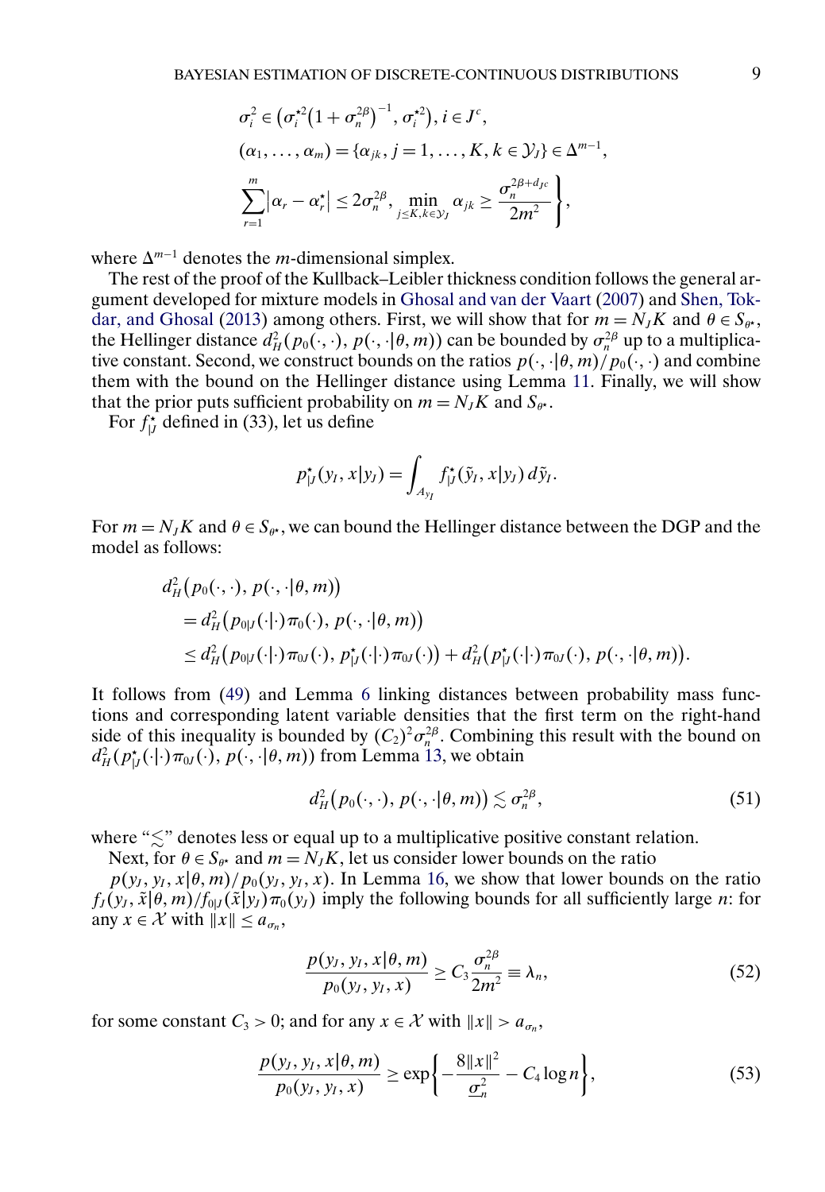$$
\begin{aligned}
&\sigma_i^2 \in \left(\sigma_i^{\star 2}\left(1+\sigma_n^{2\beta}\right)^{-1}, \sigma_i^{\star 2}\right), i \in J^c, \\
&(\alpha_1, \ldots, \alpha_m) = \{\alpha_{jk}, j = 1, \ldots, K, k \in \mathcal{Y}_J\} \in \Delta^{m-1}, \\
&\left.\sum_{r=1}^{m} \left|\alpha_r - \alpha_r^\star\right| \le 2\sigma_n^{2\beta}, \min_{j \le K, k \in \mathcal{Y}_J} \alpha_{jk} \ge \frac{\sigma_n^{2\beta + d_{Jc}}}{2m^2}\right\},
\end{aligned}
$$

where $\Delta^{m-1}$ denotes the $m$-dimensional simplex.

The rest of the proof of the Kullback–Leibler thickness condition follows the general argument developed for mixture models in Ghosal and van der Vaart (2007) and Shen, Tokdar, and Ghosal (2013) among others. First, we will show that for $m = N_J K$ and $\theta \in S_{\theta^\star}$, the Hellinger distance $d_H^2(p_0(\cdot,\cdot), p(\cdot,\cdot|\theta, m))$ can be bounded by $\sigma_n^{2\beta}$ up to a multiplicative constant. Second, we construct bounds on the ratios $p(\cdot,\cdot|\theta,m)/p_0(\cdot,\cdot)$ and combine them with the bound on the Hellinger distance using Lemma 11. Finally, we will show that the prior puts sufficient probability on $m = N_J K$ and $S_{\theta^\star}$.

For $f_{|J}^\star$ defined in (33), let us define

$$
p_{|J}^\star(y_I, x|y_J) = \int_{A_{y_I}} f_{|J}^\star(\tilde{y}_I, x|y_J)\, d\tilde{y}_I.
$$

For $m = N_J K$ and $\theta \in S_{\theta^\star}$, we can bound the Hellinger distance between the DGP and the model as follows:

$$
\begin{aligned}
&d_H^2\left(p_0(\cdot,\cdot), p(\cdot,\cdot|\theta,m)\right) \\
&\quad = d_H^2\left(p_{0|J}(\cdot|\cdot)\pi_0(\cdot), p(\cdot,\cdot|\theta,m)\right) \\
&\quad \le d_H^2\left(p_{0|J}(\cdot|\cdot)\pi_{0J}(\cdot), p_{|J}^\star(\cdot|\cdot)\pi_{0J}(\cdot)\right) + d_H^2\left(p_{|J}^\star(\cdot|\cdot)\pi_{0J}(\cdot), p(\cdot,\cdot|\theta,m)\right).
\end{aligned}
$$

It follows from (49) and Lemma 6 linking distances between probability mass functions and corresponding latent variable densities that the first term on the right-hand side of this inequality is bounded by $(C_2)^2\sigma_n^{2\beta}$. Combining this result with the bound on $d_H^2(p_{|J}^\star(\cdot|\cdot)\pi_{0J}(\cdot), p(\cdot,\cdot|\theta,m))$ from Lemma 13, we obtain

$$
d_H^2\left(p_0(\cdot,\cdot), p(\cdot,\cdot|\theta,m)\right) \lesssim \sigma_n^{2\beta}, \tag{51}
$$

where "$\lesssim$" denotes less or equal up to a multiplicative positive constant relation.

Next, for $\theta \in S_{\theta^\star}$ and $m = N_J K$, let us consider lower bounds on the ratio $p(y_J, y_I, x|\theta, m)/p_0(y_J, y_I, x)$. In Lemma 16, we show that lower bounds on the ratio $f_J(y_J, \tilde{x}|\theta, m)/f_{0|J}(\tilde{x}|y_J)\pi_0(y_J)$ imply the following bounds for all sufficiently large $n$: for any $x \in \mathcal{X}$ with $\|x\| \le a_{\sigma_n}$,

$$
\frac{p(y_J, y_I, x|\theta, m)}{p_0(y_J, y_I, x)} \ge C_3 \frac{\sigma_n^{2\beta}}{2m^2} \equiv \lambda_n, \tag{52}
$$

for some constant $C_3 > 0$; and for any $x \in \mathcal{X}$ with $\|x\| > a_{\sigma_n}$,

$$
\frac{p(y_J, y_I, x|\theta, m)}{p_0(y_J, y_I, x)} \ge \exp\left\{-\frac{8\|x\|^2}{\underline{\sigma}_n^2} - C_4 \log n\right\}, \tag{53}
$$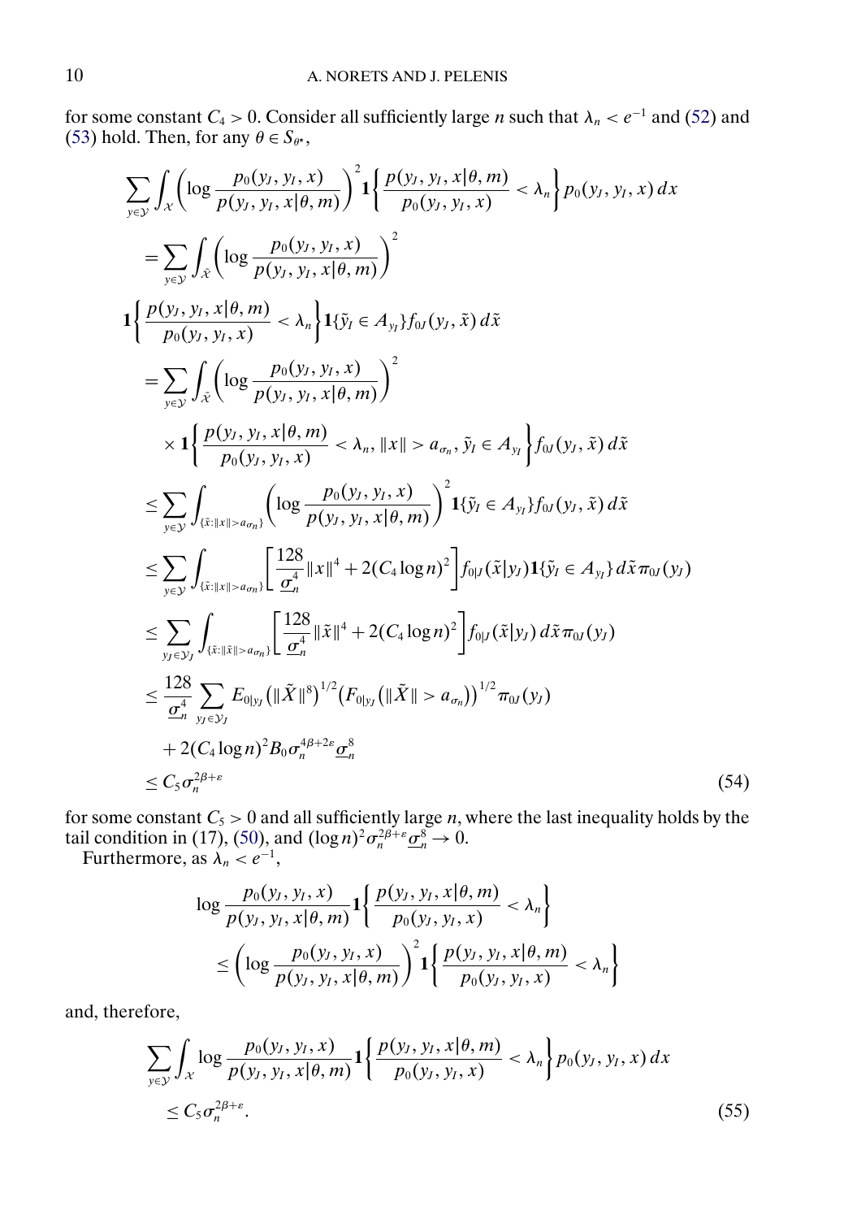for some constant $C_4 > 0$. Consider all sufficiently large $n$ such that $\lambda_n < e^{-1}$ and (52) and (53) hold. Then, for any $\theta \in S_{\theta^\star}$,

$$
\begin{aligned}
&\sum_{y \in \mathcal{Y}} \int_{\mathcal{X}} \left( \log \frac{p_0(y_J, y_I, x)}{p(y_J, y_I, x|\theta, m)} \right)^2 \mathbf{1}\left\{ \frac{p(y_J, y_I, x|\theta, m)}{p_0(y_J, y_I, x)} < \lambda_n \right\} p_0(y_J, y_I, x)\, dx \\
&\quad = \sum_{y \in \mathcal{Y}} \int_{\tilde{\mathcal{X}}} \left( \log \frac{p_0(y_J, y_I, x)}{p(y_J, y_I, x|\theta, m)} \right)^2 \\
&\quad \mathbf{1}\left\{ \frac{p(y_J, y_I, x|\theta, m)}{p_0(y_J, y_I, x)} < \lambda_n \right\} \mathbf{1}\{\tilde{y}_I \in A_{y_I}\} f_{0J}(y_J, \tilde{x})\, d\tilde{x} \\
&\quad = \sum_{y \in \mathcal{Y}} \int_{\tilde{\mathcal{X}}} \left( \log \frac{p_0(y_J, y_I, x)}{p(y_J, y_I, x|\theta, m)} \right)^2 \\
&\qquad \times \mathbf{1}\left\{ \frac{p(y_J, y_I, x|\theta, m)}{p_0(y_J, y_I, x)} < \lambda_n, \|x\| > a_{\sigma_n}, \tilde{y}_I \in A_{y_I} \right\} f_{0J}(y_J, \tilde{x})\, d\tilde{x} \\
&\quad \le \sum_{y \in \mathcal{Y}} \int_{\{\tilde{x}: \|x\| > a_{\sigma_n}\}} \left( \log \frac{p_0(y_J, y_I, x)}{p(y_J, y_I, x|\theta, m)} \right)^2 \mathbf{1}\{\tilde{y}_I \in A_{y_I}\} f_{0J}(y_J, \tilde{x})\, d\tilde{x} \\
&\quad \le \sum_{y \in \mathcal{Y}} \int_{\{\tilde{x}: \|x\| > a_{\sigma_n}\}} \left[ \frac{128}{\underline{\sigma}_n^4} \|x\|^4 + 2(C_4 \log n)^2 \right] f_{0|J}(\tilde{x}|y_J) \mathbf{1}\{\tilde{y}_I \in A_{y_I}\}\, d\tilde{x}\, \pi_{0J}(y_J) \\
&\quad \le \sum_{y_J \in \mathcal{Y}_J} \int_{\{\tilde{x}: \|\tilde{x}\| > a_{\sigma_n}\}} \left[ \frac{128}{\underline{\sigma}_n^4} \|\tilde{x}\|^4 + 2(C_4 \log n)^2 \right] f_{0|J}(\tilde{x}|y_J)\, d\tilde{x}\, \pi_{0J}(y_J) \\
&\quad \le \frac{128}{\underline{\sigma}_n^4} \sum_{y_J \in \mathcal{Y}_J} E_{0|y_J}\big(\|\tilde{X}\|^8\big)^{1/2} \big(F_{0|y_J}\big(\|\tilde{X}\| > a_{\sigma_n}\big)\big)^{1/2} \pi_{0J}(y_J) \\
&\qquad + 2(C_4 \log n)^2 B_0 \sigma_n^{4\beta+2\varepsilon} \underline{\sigma}_n^8 \\
&\quad \le C_5 \sigma_n^{2\beta+\varepsilon}
\end{aligned} \tag{54}
$$

for some constant $C_5 > 0$ and all sufficiently large $n$, where the last inequality holds by the tail condition in (17), (50), and $(\log n)^2 \sigma_n^{2\beta+\varepsilon} \underline{\sigma}_n^8 \to 0$.

Furthermore, as $\lambda_n < e^{-1}$,

$$
\begin{aligned}
&\log \frac{p_0(y_J, y_I, x)}{p(y_J, y_I, x|\theta, m)} \mathbf{1}\left\{ \frac{p(y_J, y_I, x|\theta, m)}{p_0(y_J, y_I, x)} < \lambda_n \right\} \\
&\quad \le \left( \log \frac{p_0(y_J, y_I, x)}{p(y_J, y_I, x|\theta, m)} \right)^2 \mathbf{1}\left\{ \frac{p(y_J, y_I, x|\theta, m)}{p_0(y_J, y_I, x)} < \lambda_n \right\}
\end{aligned}
$$

and, therefore,

$$
\begin{aligned}
&\sum_{y \in \mathcal{Y}} \int_{\mathcal{X}} \log \frac{p_0(y_J, y_I, x)}{p(y_J, y_I, x|\theta, m)} \mathbf{1}\left\{ \frac{p(y_J, y_I, x|\theta, m)}{p_0(y_J, y_I, x)} < \lambda_n \right\} p_0(y_J, y_I, x)\, dx \\
&\quad \le C_5 \sigma_n^{2\beta+\varepsilon}.
\end{aligned} \tag{55}
$$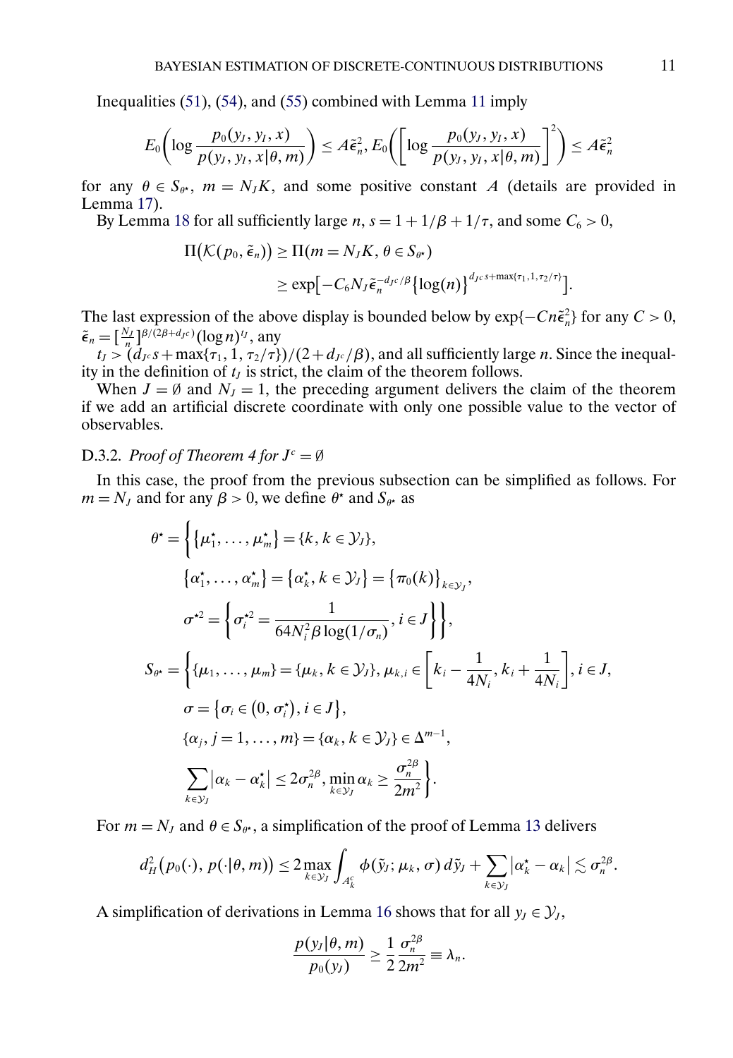Inequalities (51), (54), and (55) combined with Lemma 11 imply

$$E_0\left(\log \frac{p_0(y_J, y_I, x)}{p(y_J, y_I, x|\theta, m)}\right) \le A\tilde{\epsilon}_n^2,\ E_0\left(\left[\log \frac{p_0(y_J, y_I, x)}{p(y_J, y_I, x|\theta, m)}\right]^2\right) \le A\tilde{\epsilon}_n^2$$

for any $\theta \in S_{\theta^\star}$, $m = N_J K$, and some positive constant $A$ (details are provided in Lemma 17).

By Lemma 18 for all sufficiently large $n$, $s = 1 + 1/\beta + 1/\tau$, and some $C_6 > 0$,

$$\begin{aligned}
\Pi\big(\mathcal{K}(p_0, \tilde{\epsilon}_n)\big) &\ge \Pi(m = N_J K, \theta \in S_{\theta^\star}) \\
&\ge \exp\big[-C_6 N_J \tilde{\epsilon}_n^{-d_{J^c}/\beta}\{\log(n)\}^{d_{J^c}s+\max\{\tau_1, 1, \tau_2/\tau\}}\big].
\end{aligned}$$

The last expression of the above display is bounded below by $\exp\{-Cn\tilde{\epsilon}_n^2\}$ for any $C > 0$, $\tilde{\epsilon}_n = [\frac{N_J}{n}]^{\beta/(2\beta+d_{J^c})}(\log n)^{t_J}$, any $t_J > (d_{J^c}s + \max\{\tau_1, 1, \tau_2/\tau\})/(2 + d_{J^c}/\beta)$, and all sufficiently large $n$. Since the inequality in the definition of $t_J$ is strict, the claim of the theorem follows.

When $J = \emptyset$ and $N_J = 1$, the preceding argument delivers the claim of the theorem if we add an artificial discrete coordinate with only one possible value to the vector of observables.

### D.3.2. *Proof of Theorem 4 for $J^c = \emptyset$*

In this case, the proof from the previous subsection can be simplified as follows. For $m = N_J$ and for any $\beta > 0$, we define $\theta^\star$ and $S_{\theta^\star}$ as

$$\begin{aligned}
\theta^\star = \Bigg\{&\{\mu_1^\star, \dots, \mu_m^\star\} = \{k, k \in \mathcal{Y}_J\}, \\
&\{\alpha_1^\star, \dots, \alpha_m^\star\} = \{\alpha_k^\star, k \in \mathcal{Y}_J\} = \{\pi_0(k)\}_{k\in\mathcal{Y}_J}, \\
&\sigma^{\star 2} = \left\{\sigma_i^{\star 2} = \frac{1}{64 N_i^2 \beta \log(1/\sigma_n)}, i \in J\right\}\Bigg\}, \\
S_{\theta^\star} = \Bigg\{&\{\mu_1, \dots, \mu_m\} = \{\mu_k, k \in \mathcal{Y}_J\}, \mu_{k,i} \in \left[k_i - \frac{1}{4N_i}, k_i + \frac{1}{4N_i}\right], i \in J, \\
&\sigma = \{\sigma_i \in (0, \sigma_i^\star), i \in J\}, \\
&\{\alpha_j, j = 1, \dots, m\} = \{\alpha_k, k \in \mathcal{Y}_J\} \in \Delta^{m-1}, \\
&\sum_{k\in\mathcal{Y}_J} |\alpha_k - \alpha_k^\star| \le 2\sigma_n^{2\beta}, \min_{k\in\mathcal{Y}_J} \alpha_k \ge \frac{\sigma_n^{2\beta}}{2m^2}\Bigg\}.
\end{aligned}$$

For $m = N_J$ and $\theta \in S_{\theta^\star}$, a simplification of the proof of Lemma 13 delivers

$$d_H^2\big(p_0(\cdot), p(\cdot|\theta, m)\big) \le 2 \max_{k\in\mathcal{Y}_J} \int_{A_k^c} \phi(\tilde{y}_J; \mu_k, \sigma)\, d\tilde{y}_J + \sum_{k\in\mathcal{Y}_J} |\alpha_k^\star - \alpha_k| \lesssim \sigma_n^{2\beta}.$$

A simplification of derivations in Lemma 16 shows that for all $y_J \in \mathcal{Y}_J$,

$$\frac{p(y_J|\theta, m)}{p_0(y_J)} \ge \frac{1}{2}\frac{\sigma_n^{2\beta}}{2m^2} \equiv \lambda_n.$$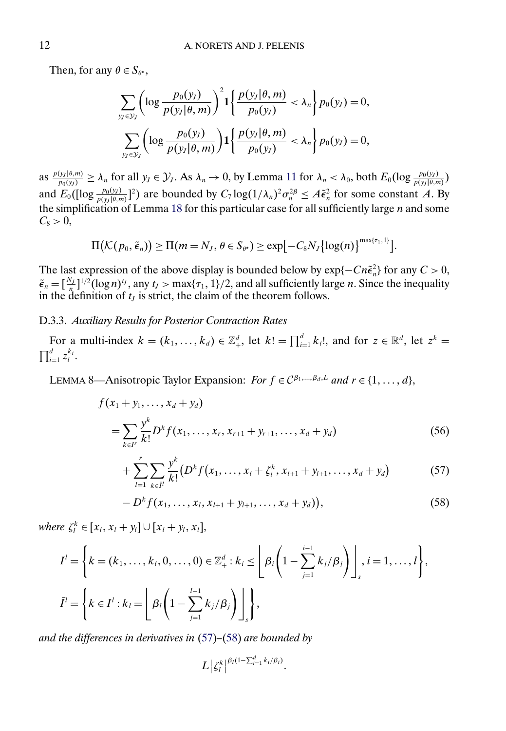Then, for any $\theta \in S_{\theta^\star}$,

$$\sum_{y_J \in \mathcal{Y}_J} \left( \log \frac{p_0(y_J)}{p(y_J|\theta, m)} \right)^2 \mathbf{1}\left\{ \frac{p(y_J|\theta, m)}{p_0(y_J)} < \lambda_n \right\} p_0(y_J) = 0,$$

$$\sum_{y_J \in \mathcal{Y}_J} \left( \log \frac{p_0(y_J)}{p(y_J|\theta, m)} \right) \mathbf{1}\left\{ \frac{p(y_J|\theta, m)}{p_0(y_J)} < \lambda_n \right\} p_0(y_J) = 0,$$

as $\frac{p(y_J|\theta,m)}{p_0(y_J)} \geq \lambda_n$ for all $y_J \in \mathcal{Y}_J$. As $\lambda_n \to 0$, by Lemma 11 for $\lambda_n < \lambda_0$, both $E_0(\log \frac{p_0(y_J)}{p(y_J|\theta,m)})$ and $E_0([\log \frac{p_0(y_J)}{p(y_J|\theta,m)}]^2)$ are bounded by $C_7 \log(1/\lambda_n)^2 \sigma_n^{2\beta} \leq A\tilde{\epsilon}_n^2$ for some constant $A$. By the simplification of Lemma 18 for this particular case for all sufficiently large $n$ and some $C_8 > 0$,

$$\Pi(\mathcal{K}(p_0, \tilde{\epsilon}_n)) \geq \Pi(m = N_J, \theta \in S_{\theta^\star}) \geq \exp\left[-C_8 N_J \{\log(n)\}^{\max\{\tau_1, 1\}}\right].$$

The last expression of the above display is bounded below by $\exp\{-Cn\tilde{\epsilon}_n^2\}$ for any $C > 0$, $\tilde{\epsilon}_n = [\frac{N_J}{n}]^{1/2} (\log n)^{t_J}$, any $t_J > \max\{\tau_1, 1\}/2$, and all sufficiently large $n$. Since the inequality in the definition of $t_J$ is strict, the claim of the theorem follows.

### D.3.3. *Auxiliary Results for Posterior Contraction Rates*

For a multi-index $k = (k_1, \dots, k_d) \in \mathbb{Z}_+^d$, let $k! = \prod_{i=1}^d k_i!$, and for $z \in \mathbb{R}^d$, let $z^k = \prod_{i=1}^d z_i^{k_i}$.

LEMMA 8—Anisotropic Taylor Expansion: *For $f \in \mathcal{C}^{\beta_1, \dots, \beta_d, L}$ and $r \in \{1, \dots, d\}$,*

$$\begin{aligned} f(x_1 + y_1, \dots, x_d + y_d) &= \sum_{k \in I^r} \frac{y^k}{k!} D^k f(x_1, \dots, x_r, x_{r+1} + y_{r+1}, \dots, x_d + y_d) && (56) \\ &\quad + \sum_{l=1}^r \sum_{k \in \bar{I}^l} \frac{y^k}{k!} \big(D^k f(x_1, \dots, x_l + \zeta_l^k, x_{l+1} + y_{l+1}, \dots, x_d + y_d) && (57) \\ &\quad - D^k f(x_1, \dots, x_l, x_{l+1} + y_{l+1}, \dots, x_d + y_d)\big), && (58) \end{aligned}$$

*where $\zeta_l^k \in [x_l, x_l + y_l] \cup [x_l + y_l, x_l]$,*

$$I^l = \left\{ k = (k_1, \dots, k_l, 0, \dots, 0) \in \mathbb{Z}_+^d : k_i \leq \left\lfloor \beta_i \left( 1 - \sum_{j=1}^{i-1} k_j / \beta_j \right) \right\rfloor_s, i = 1, \dots, l \right\},$$

$$\bar{I}^l = \left\{ k \in I^l : k_l = \left\lfloor \beta_l \left( 1 - \sum_{j=1}^{l-1} k_j / \beta_j \right) \right\rfloor_s \right\},$$

*and the differences in derivatives in (57)–(58) are bounded by*

$$L \left| \zeta_l^k \right|^{\beta_l (1 - \sum_{i=1}^d k_i / \beta_i)}.$$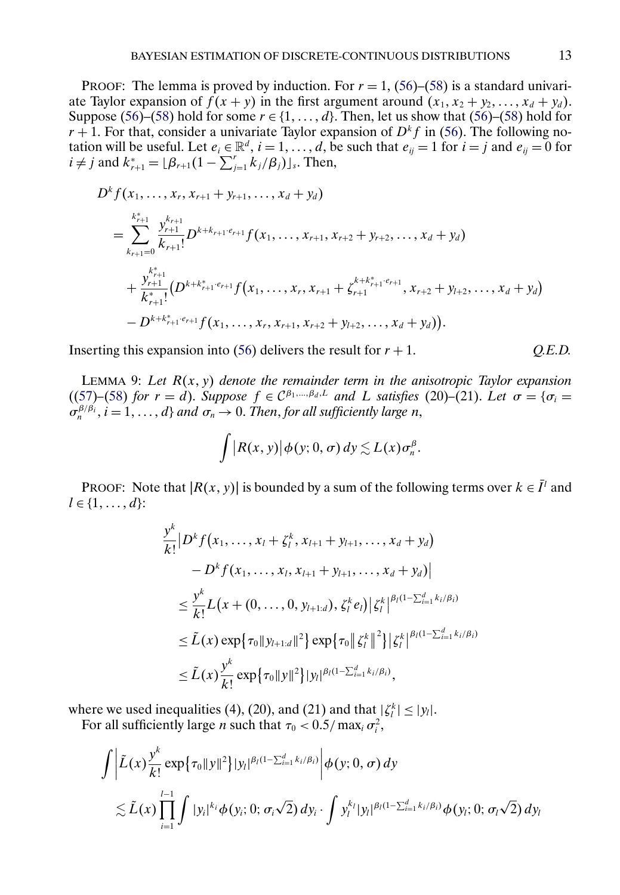PROOF: The lemma is proved by induction. For $r = 1$, (56)–(58) is a standard univariate Taylor expansion of $f(x + y)$ in the first argument around $(x_1, x_2 + y_2, \dots, x_d + y_d)$. Suppose (56)–(58) hold for some $r \in \{1, \dots, d\}$. Then, let us show that (56)–(58) hold for $r + 1$. For that, consider a univariate Taylor expansion of $D^k f$ in (56). The following notation will be useful. Let $e_i \in \mathbb{R}^d$, $i = 1, \dots, d$, be such that $e_{ij} = 1$ for $i = j$ and $e_{ij} = 0$ for $i \neq j$ and $k^*_{r+1} = \lfloor \beta_{r+1}(1 - \sum_{j=1}^{r} k_j/\beta_j) \rfloor_s$. Then,

$$
\begin{aligned}
& D^k f(x_1, \dots, x_r, x_{r+1} + y_{r+1}, \dots, x_d + y_d) \\
&\quad = \sum_{k_{r+1}=0}^{k^*_{r+1}} \frac{y_{r+1}^{k_{r+1}}}{k_{r+1}!} D^{k + k_{r+1} \cdot e_{r+1}} f(x_1, \dots, x_{r+1}, x_{r+2} + y_{r+2}, \dots, x_d + y_d) \\
&\qquad + \frac{y_{r+1}^{k^*_{r+1}}}{k^*_{r+1}!} \big( D^{k + k^*_{r+1} \cdot e_{r+1}} f\big(x_1, \dots, x_r, x_{r+1} + \zeta_{r+1}^{k + k^*_{r+1} \cdot e_{r+1}}, x_{r+2} + y_{l+2}, \dots, x_d + y_d\big) \\
&\qquad - D^{k + k^*_{r+1} \cdot e_{r+1}} f(x_1, \dots, x_r, x_{r+1}, x_{r+2} + y_{l+2}, \dots, x_d + y_d)\big).
\end{aligned}
$$

Inserting this expansion into (56) delivers the result for $r + 1$. *Q.E.D.*

LEMMA 9: *Let $R(x, y)$ denote the remainder term in the anisotropic Taylor expansion ((57)–(58) for $r = d$). Suppose $f \in \mathcal{C}^{\beta_1, \dots, \beta_d, L}$ and $L$ satisfies* (20)–(21). *Let $\sigma = \{\sigma_i = \sigma_n^{\beta/\beta_i}, i = 1, \dots, d\}$ and $\sigma_n \to 0$. Then, for all sufficiently large $n$,*

$$
\int \big|R(x, y)\big| \phi(y; 0, \sigma)\, dy \lesssim L(x) \sigma_n^{\beta}.
$$

PROOF: Note that $|R(x, y)|$ is bounded by a sum of the following terms over $k \in \bar{I}^l$ and $l \in \{1, \dots, d\}$:

$$
\begin{aligned}
& \frac{y^k}{k!} \big| D^k f\big(x_1, \dots, x_l + \zeta_l^k, x_{l+1} + y_{l+1}, \dots, x_d + y_d\big) \\
&\qquad - D^k f(x_1, \dots, x_l, x_{l+1} + y_{l+1}, \dots, x_d + y_d)\big| \\
&\quad \leq \frac{y^k}{k!} L\big(x + (0, \dots, 0, y_{l+1:d}), \zeta_l^k e_l\big) \big|\zeta_l^k\big|^{\beta_l(1 - \sum_{i=1}^{d} k_i/\beta_i)} \\
&\quad \leq \tilde{L}(x) \exp\big\{\tau_0 \|y_{l+1:d}\|^2\big\} \exp\big\{\tau_0 \big\|\zeta_l^k\big\|^2\big\} \big|\zeta_l^k\big|^{\beta_l(1 - \sum_{i=1}^{d} k_i/\beta_i)} \\
&\quad \leq \tilde{L}(x) \frac{y^k}{k!} \exp\big\{\tau_0 \|y\|^2\big\} |y_l|^{\beta_l(1 - \sum_{i=1}^{d} k_i/\beta_i)},
\end{aligned}
$$

where we used inequalities (4), (20), and (21) and that $|\zeta_l^k| \leq |y_l|$.

For all sufficiently large $n$ such that $\tau_0 < 0.5/\max_i \sigma_i^2$,

$$
\begin{aligned}
& \int \left| \tilde{L}(x) \frac{y^k}{k!} \exp\big\{\tau_0 \|y\|^2\big\} |y_l|^{\beta_l(1 - \sum_{i=1}^{d} k_i/\beta_i)} \right| \phi(y; 0, \sigma)\, dy \\
&\quad \lesssim \tilde{L}(x) \prod_{i=1}^{l-1} \int |y_i|^{k_i} \phi(y_i; 0; \sigma_i \sqrt{2})\, dy_i \cdot \int y_l^{k_l} |y_l|^{\beta_l(1 - \sum_{i=1}^{d} k_i/\beta_i)} \phi(y_l; 0; \sigma_l \sqrt{2})\, dy_l
\end{aligned}
$$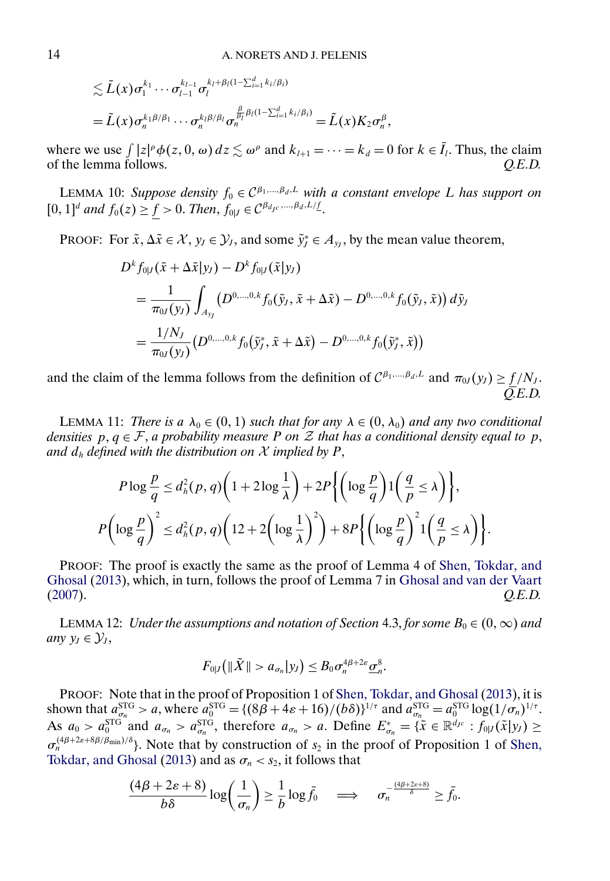$$
\begin{aligned}
&\lesssim \tilde{L}(x)\sigma_1^{k_1}\cdots\sigma_{l-1}^{k_{l-1}}\sigma_l^{k_l+\beta_l(1-\sum_{i=1}^d k_i/\beta_i)} \\
&= \tilde{L}(x)\sigma_n^{k_1\beta/\beta_1}\cdots\sigma_n^{k_l\beta/\beta_l}\sigma_n^{\frac{\beta}{\beta_l}\beta_l(1-\sum_{i=1}^d k_i/\beta_i)} = \tilde{L}(x)K_2\sigma_n^{\beta},
\end{aligned}
$$

where we use $\int |z|^p\phi(z,0,\omega)\,dz \lesssim \omega^p$ and $k_{l+1}=\cdots=k_d=0$ for $k\in \bar{I}_l$. Thus, the claim of the lemma follows. *Q.E.D.*

LEMMA 10: *Suppose density $f_0 \in \mathcal{C}^{\beta_1,\dots,\beta_d,L}$ with a constant envelope $L$ has support on $[0,1]^d$ and $f_0(z)\geq \underline{f}>0$. Then, $f_{0|J}\in \mathcal{C}^{\beta_{d_{J^c}},\dots,\beta_d,L/\underline{f}}$.*

PROOF: For $\tilde{x},\Delta\tilde{x}\in\mathcal{X}$, $y_J\in\mathcal{Y}_J$, and some $\tilde{y}_J^*\in A_{y_J}$, by the mean value theorem,

$$
\begin{aligned}
&D^k f_{0|J}(\tilde{x}+\Delta\tilde{x}|y_J) - D^k f_{0|J}(\tilde{x}|y_J) \\
&\quad = \frac{1}{\pi_{0J}(y_J)}\int_{A_{y_J}}\bigl(D^{0,\dots,0,k}f_0(\tilde{y}_J,\tilde{x}+\Delta\tilde{x}) - D^{0,\dots,0,k}f_0(\tilde{y}_J,\tilde{x})\bigr)\,d\tilde{y}_J \\
&\quad = \frac{1/N_J}{\pi_{0J}(y_J)}\bigl(D^{0,\dots,0,k}f_0\bigl(\tilde{y}_J^*,\tilde{x}+\Delta\tilde{x}\bigr) - D^{0,\dots,0,k}f_0\bigl(\tilde{y}_J^*,\tilde{x}\bigr)\bigr)
\end{aligned}
$$

and the claim of the lemma follows from the definition of $\mathcal{C}^{\beta_1,\dots,\beta_d,L}$ and $\pi_{0J}(y_J)\geq \underline{f}/N_J$. *Q.E.D.*

LEMMA 11: *There is a $\lambda_0\in(0,1)$ such that for any $\lambda\in(0,\lambda_0)$ and any two conditional densities $p,q\in\mathcal{F}$, a probability measure $P$ on $\mathcal{Z}$ that has a conditional density equal to $p$, and $d_h$ defined with the distribution on $\mathcal{X}$ implied by $P$,*

$$
\begin{aligned}
P\log\frac{p}{q} &\leq d_h^2(p,q)\left(1+2\log\frac{1}{\lambda}\right) + 2P\left\{\left(\log\frac{p}{q}\right)1\left(\frac{q}{p}\leq\lambda\right)\right\}, \\
P\left(\log\frac{p}{q}\right)^2 &\leq d_h^2(p,q)\left(12+2\left(\log\frac{1}{\lambda}\right)^2\right) + 8P\left\{\left(\log\frac{p}{q}\right)^2 1\left(\frac{q}{p}\leq\lambda\right)\right\}.
\end{aligned}
$$

PROOF: The proof is exactly the same as the proof of Lemma 4 of Shen, Tokdar, and Ghosal (2013), which, in turn, follows the proof of Lemma 7 in Ghosal and van der Vaart (2007). *Q.E.D.*

LEMMA 12: *Under the assumptions and notation of Section 4.3, for some $B_0\in(0,\infty)$ and any $y_J\in\mathcal{Y}_J$,*

$$
F_{0|J}\bigl(\|\tilde{X}\|>a_{\sigma_n}|y_J\bigr)\leq B_0\sigma_n^{4\beta+2\varepsilon}\underline{\sigma}_n^8.
$$

PROOF: Note that in the proof of Proposition 1 of Shen, Tokdar, and Ghosal (2013), it is shown that $a_{\sigma_n}^{\text{STG}}>a$, where $a_0^{\text{STG}}=\{(8\beta+4\varepsilon+16)/(b\delta)\}^{1/\tau}$ and $a_{\sigma_n}^{\text{STG}}=a_0^{\text{STG}}\log(1/\sigma_n)^{1/\tau}$. As $a_0>a_0^{\text{STG}}$ and $a_{\sigma_n}>a_{\sigma_n}^{\text{STG}}$, therefore $a_{\sigma_n}>a$. Define $E_{\sigma_n}^*=\{\tilde{x}\in\mathbb{R}^{d_{J^c}}: f_{0|J}(\tilde{x}|y_J)\geq \sigma_n^{(4\beta+2\varepsilon+8\beta/\beta_{\min})/\delta}\}$. Note that by construction of $s_2$ in the proof of Proposition 1 of Shen, Tokdar, and Ghosal (2013) and as $\sigma_n<s_2$, it follows that

$$
\frac{(4\beta+2\varepsilon+8)}{b\delta}\log\left(\frac{1}{\sigma_n}\right)\geq\frac{1}{b}\log\bar{f}_0 \quad\Longrightarrow\quad \sigma_n^{-\frac{(4\beta+2\varepsilon+8)}{\delta}}\geq\bar{f}_0.
$$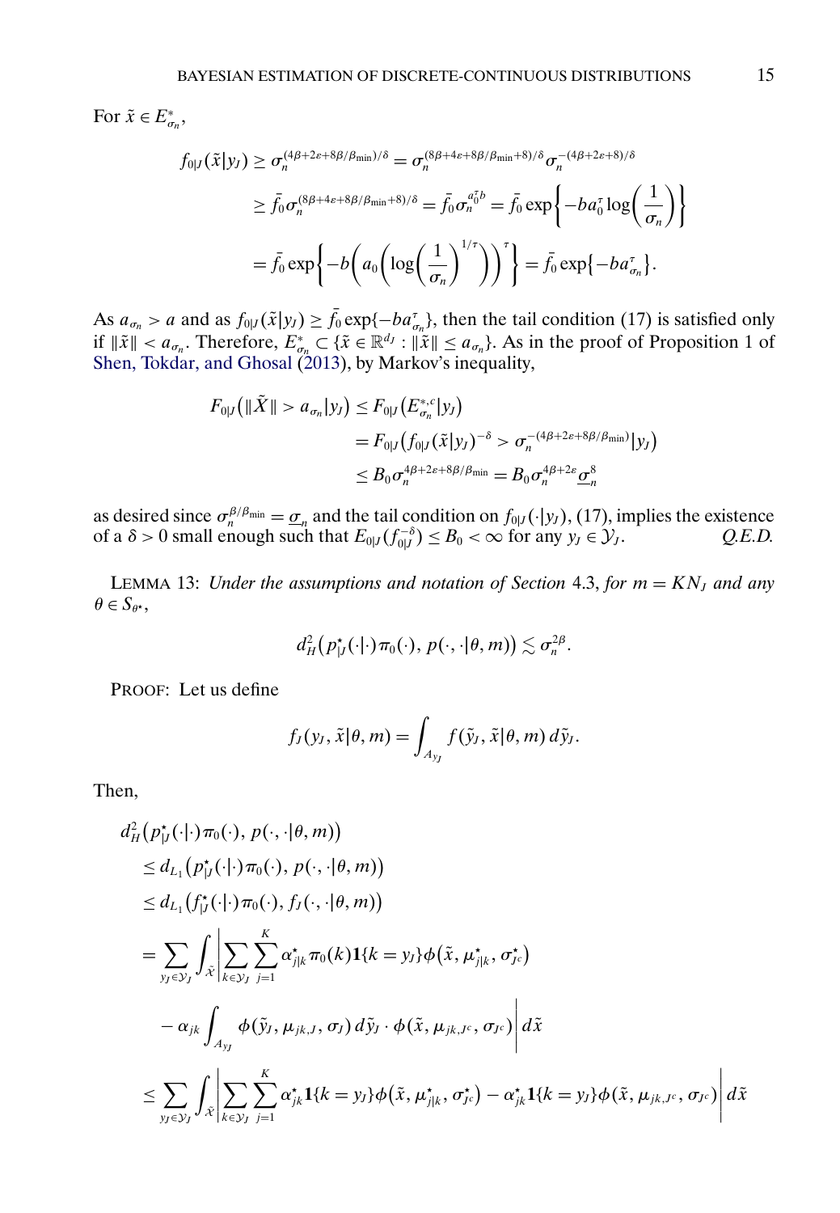For $\tilde{x} \in E^*_{\sigma_n}$,

$$
\begin{aligned}
f_{0|J}(\tilde{x}|y_J) &\geq \sigma_n^{(4\beta+2\varepsilon+8\beta/\beta_{\min})/\delta} = \sigma_n^{(8\beta+4\varepsilon+8\beta/\beta_{\min}+8)/\delta}\sigma_n^{-(4\beta+2\varepsilon+8)/\delta} \\
&\geq \bar{f}_0 \sigma_n^{(8\beta+4\varepsilon+8\beta/\beta_{\min}+8)/\delta} = \bar{f}_0 \sigma_n^{a_0^\tau b} = \bar{f}_0 \exp\left\{-b a_0^\tau \log\left(\frac{1}{\sigma_n}\right)\right\} \\
&= \bar{f}_0 \exp\left\{-b\left(a_0\left(\log\left(\frac{1}{\sigma_n}\right)^{1/\tau}\right)\right)^\tau\right\} = \bar{f}_0 \exp\{-b a_{\sigma_n}^\tau\}.
\end{aligned}
$$

As $a_{\sigma_n} > a$ and as $f_{0|J}(\tilde{x}|y_J) \geq \bar{f}_0 \exp\{-b a_{\sigma_n}^\tau\}$, then the tail condition (17) is satisfied only if $\|\tilde{x}\| < a_{\sigma_n}$. Therefore, $E^*_{\sigma_n} \subset \{\tilde{x} \in \mathbb{R}^{d_J} : \|\tilde{x}\| \leq a_{\sigma_n}\}$. As in the proof of Proposition 1 of Shen, Tokdar, and Ghosal (2013), by Markov's inequality,

$$
\begin{aligned}
F_{0|J}\left(\|\tilde{X}\| > a_{\sigma_n}|y_J\right) &\leq F_{0|J}\left(E^{*,c}_{\sigma_n}|y_J\right) \\
&= F_{0|J}\left(f_{0|J}(\tilde{x}|y_J)^{-\delta} > \sigma_n^{-(4\beta+2\varepsilon+8\beta/\beta_{\min})}|y_J\right) \\
&\leq B_0 \sigma_n^{4\beta+2\varepsilon+8\beta/\beta_{\min}} = B_0 \sigma_n^{4\beta+2\varepsilon}\underline{\sigma}_n^8
\end{aligned}
$$

as desired since $\sigma_n^{\beta/\beta_{\min}} = \underline{\sigma}_n$ and the tail condition on $f_{0|J}(\cdot|y_J)$, (17), implies the existence of a $\delta > 0$ small enough such that $E_{0|J}(f_{0|J}^{-\delta}) \leq B_0 < \infty$ for any $y_J \in \mathcal{Y}_J$. *Q.E.D.*

LEMMA 13: *Under the assumptions and notation of Section* 4.3, *for $m = KN_J$ and any $\theta \in S_{\theta^\star}$,*

$$
d_H^2\left(p^\star_{|J}(\cdot|\cdot)\pi_0(\cdot), p(\cdot,\cdot|\theta, m)\right) \lesssim \sigma_n^{2\beta}.
$$

PROOF: Let us define

$$
f_J(y_J, \tilde{x}|\theta, m) = \int_{A_{y_J}} f(\tilde{y}_J, \tilde{x}|\theta, m)\, d\tilde{y}_J.
$$

Then,

$$
\begin{aligned}
&d_H^2\left(p^\star_{|J}(\cdot|\cdot)\pi_0(\cdot), p(\cdot,\cdot|\theta, m)\right) \\
&\quad\leq d_{L_1}\left(p^\star_{|J}(\cdot|\cdot)\pi_0(\cdot), p(\cdot,\cdot|\theta, m)\right) \\
&\quad\leq d_{L_1}\left(f^\star_{|J}(\cdot|\cdot)\pi_0(\cdot), f_J(\cdot,\cdot|\theta, m)\right) \\
&\quad= \sum_{y_J \in \mathcal{Y}_J} \int_{\tilde{x}} \Bigg| \sum_{k \in \mathcal{Y}_J} \sum_{j=1}^K \alpha^\star_{j|k}\pi_0(k)\mathbf{1}\{k = y_J\}\phi\left(\tilde{x}, \mu^\star_{j|k}, \sigma^\star_{J^c}\right) \\
&\qquad - \alpha_{jk}\int_{A_{y_J}} \phi(\tilde{y}_J, \mu_{jk,J}, \sigma_J)\, d\tilde{y}_J \cdot \phi(\tilde{x}, \mu_{jk,J^c}, \sigma_{J^c}) \Bigg| d\tilde{x} \\
&\quad\leq \sum_{y_J \in \mathcal{Y}_J} \int_{\tilde{x}} \Bigg| \sum_{k \in \mathcal{Y}_J} \sum_{j=1}^K \alpha^\star_{jk}\mathbf{1}\{k = y_J\}\phi\left(\tilde{x}, \mu^\star_{j|k}, \sigma^\star_{J^c}\right) - \alpha^\star_{jk}\mathbf{1}\{k = y_J\}\phi(\tilde{x}, \mu_{jk,J^c}, \sigma_{J^c}) \Bigg| d\tilde{x}
\end{aligned}
$$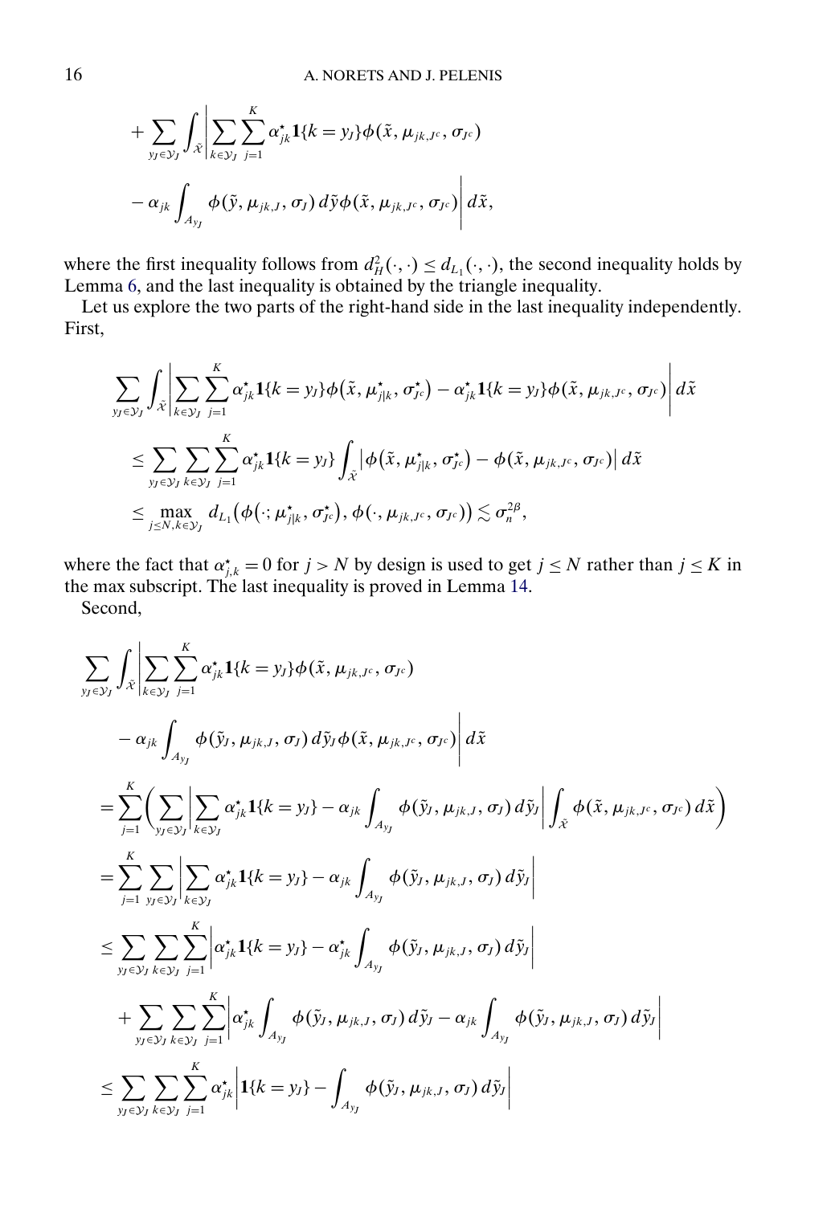$$
+ \sum_{y_J \in \mathcal{Y}_J} \int_{\tilde{\mathcal{X}}} \left| \sum_{k \in \mathcal{Y}_J} \sum_{j=1}^{K} \alpha_{jk}^{\star} \mathbf{1}\{k = y_J\} \phi(\tilde{x}, \mu_{jk,J^c}, \sigma_{J^c}) \right.
$$

$$
\left. - \alpha_{jk} \int_{A_{y_J}} \phi(\tilde{y}, \mu_{jk,J}, \sigma_J) \, d\tilde{y} \phi(\tilde{x}, \mu_{jk,J^c}, \sigma_{J^c}) \right| d\tilde{x},
$$

where the first inequality follows from $d_H^2(\cdot,\cdot) \le d_{L_1}(\cdot,\cdot)$, the second inequality holds by Lemma 6, and the last inequality is obtained by the triangle inequality.

Let us explore the two parts of the right-hand side in the last inequality independently. First,

$$
\begin{aligned}
&\sum_{y_J \in \mathcal{Y}_J} \int_{\tilde{\mathcal{X}}} \left| \sum_{k \in \mathcal{Y}_J} \sum_{j=1}^{K} \alpha_{jk}^{\star} \mathbf{1}\{k = y_J\} \phi(\tilde{x}, \mu_{j|k}^{\star}, \sigma_{J^c}^{\star}) - \alpha_{jk}^{\star} \mathbf{1}\{k = y_J\} \phi(\tilde{x}, \mu_{jk,J^c}, \sigma_{J^c}) \right| d\tilde{x} \\
&\le \sum_{y_J \in \mathcal{Y}_J} \sum_{k \in \mathcal{Y}_J} \sum_{j=1}^{K} \alpha_{jk}^{\star} \mathbf{1}\{k = y_J\} \int_{\tilde{\mathcal{X}}} \left| \phi(\tilde{x}, \mu_{j|k}^{\star}, \sigma_{J^c}^{\star}) - \phi(\tilde{x}, \mu_{jk,J^c}, \sigma_{J^c}) \right| d\tilde{x} \\
&\le \max_{j \le N, k \in \mathcal{Y}_J} d_{L_1}\big(\phi(\cdot; \mu_{j|k}^{\star}, \sigma_{J^c}^{\star}), \phi(\cdot, \mu_{jk,J^c}, \sigma_{J^c})\big) \lesssim \sigma_n^{2\beta},
\end{aligned}
$$

where the fact that $\alpha_{j,k}^{\star} = 0$ for $j > N$ by design is used to get $j \le N$ rather than $j \le K$ in the max subscript. The last inequality is proved in Lemma 14.

Second,

$$
\begin{aligned}
&\sum_{y_J \in \mathcal{Y}_J} \int_{\tilde{\mathcal{X}}} \left| \sum_{k \in \mathcal{Y}_J} \sum_{j=1}^{K} \alpha_{jk}^{\star} \mathbf{1}\{k = y_J\} \phi(\tilde{x}, \mu_{jk,J^c}, \sigma_{J^c}) \right. \\
&\qquad \left. - \alpha_{jk} \int_{A_{y_J}} \phi(\tilde{y}_J, \mu_{jk,J}, \sigma_J) \, d\tilde{y}_J \phi(\tilde{x}, \mu_{jk,J^c}, \sigma_{J^c}) \right| d\tilde{x} \\
&= \sum_{j=1}^{K} \left( \sum_{y_J \in \mathcal{Y}_J} \left| \sum_{k \in \mathcal{Y}_J} \alpha_{jk}^{\star} \mathbf{1}\{k = y_J\} - \alpha_{jk} \int_{A_{y_J}} \phi(\tilde{y}_J, \mu_{jk,J}, \sigma_J) \, d\tilde{y}_J \right| \int_{\tilde{\mathcal{X}}} \phi(\tilde{x}, \mu_{jk,J^c}, \sigma_{J^c}) \, d\tilde{x} \right) \\
&= \sum_{j=1}^{K} \sum_{y_J \in \mathcal{Y}_J} \left| \sum_{k \in \mathcal{Y}_J} \alpha_{jk}^{\star} \mathbf{1}\{k = y_J\} - \alpha_{jk} \int_{A_{y_J}} \phi(\tilde{y}_J, \mu_{jk,J}, \sigma_J) \, d\tilde{y}_J \right| \\
&\le \sum_{y_J \in \mathcal{Y}_J} \sum_{k \in \mathcal{Y}_J} \sum_{j=1}^{K} \left| \alpha_{jk}^{\star} \mathbf{1}\{k = y_J\} - \alpha_{jk}^{\star} \int_{A_{y_J}} \phi(\tilde{y}_J, \mu_{jk,J}, \sigma_J) \, d\tilde{y}_J \right| \\
&\quad + \sum_{y_J \in \mathcal{Y}_J} \sum_{k \in \mathcal{Y}_J} \sum_{j=1}^{K} \left| \alpha_{jk}^{\star} \int_{A_{y_J}} \phi(\tilde{y}_J, \mu_{jk,J}, \sigma_J) \, d\tilde{y}_J - \alpha_{jk} \int_{A_{y_J}} \phi(\tilde{y}_J, \mu_{jk,J}, \sigma_J) \, d\tilde{y}_J \right| \\
&\le \sum_{y_J \in \mathcal{Y}_J} \sum_{k \in \mathcal{Y}_J} \sum_{j=1}^{K} \alpha_{jk}^{\star} \left| \mathbf{1}\{k = y_J\} - \int_{A_{y_J}} \phi(\tilde{y}_J, \mu_{jk,J}, \sigma_J) \, d\tilde{y}_J \right|
\end{aligned}
$$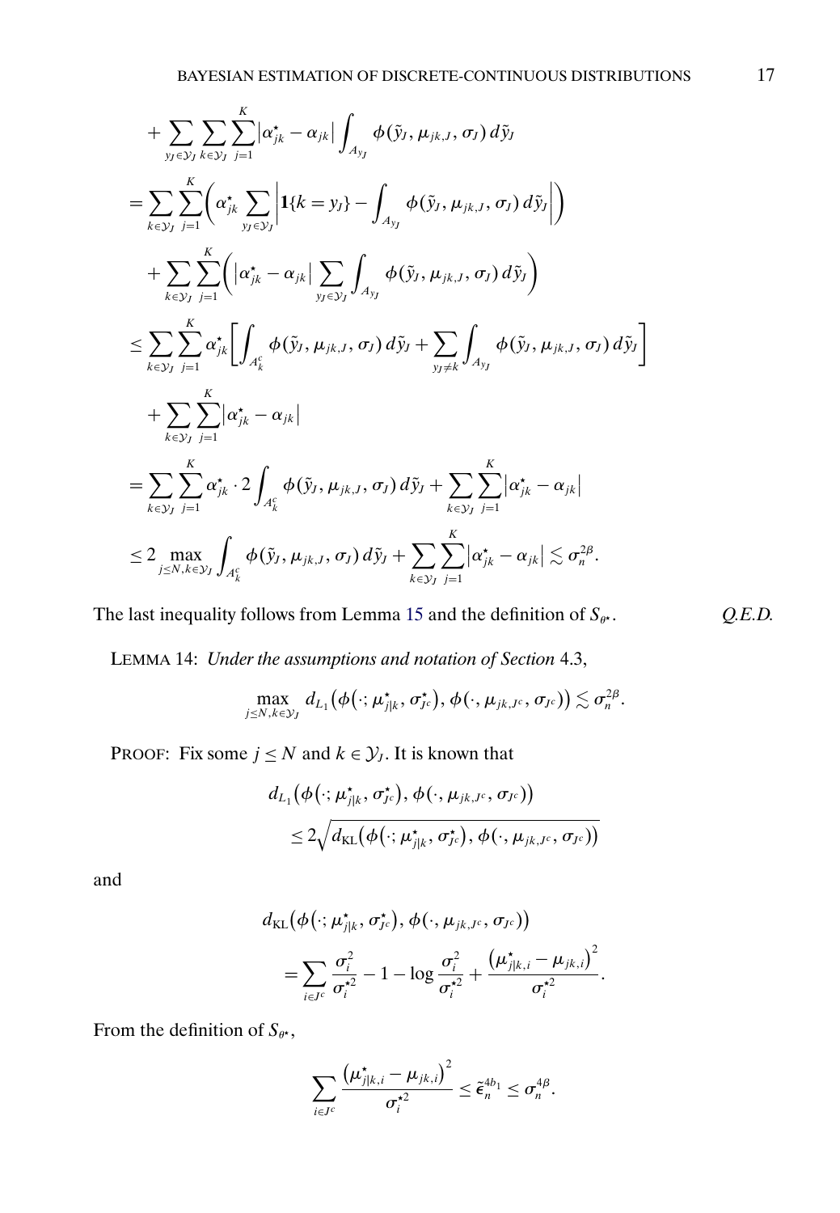$$
\begin{aligned}
&+ \sum_{y_J \in \mathcal{Y}_J} \sum_{k \in \mathcal{Y}_J} \sum_{j=1}^{K} \left| \alpha^\star_{jk} - \alpha_{jk} \right| \int_{A_{y_J}} \phi(\tilde{y}_J, \mu_{jk,J}, \sigma_J)\, d\tilde{y}_J \\
&= \sum_{k \in \mathcal{Y}_J} \sum_{j=1}^{K} \left( \alpha^\star_{jk} \sum_{y_J \in \mathcal{Y}_J} \left| \mathbf{1}\{k = y_J\} - \int_{A_{y_J}} \phi(\tilde{y}_J, \mu_{jk,J}, \sigma_J)\, d\tilde{y}_J \right| \right) \\
&\quad + \sum_{k \in \mathcal{Y}_J} \sum_{j=1}^{K} \left( \left| \alpha^\star_{jk} - \alpha_{jk} \right| \sum_{y_J \in \mathcal{Y}_J} \int_{A_{y_J}} \phi(\tilde{y}_J, \mu_{jk,J}, \sigma_J)\, d\tilde{y}_J \right) \\
&\le \sum_{k \in \mathcal{Y}_J} \sum_{j=1}^{K} \alpha^\star_{jk} \left[ \int_{A^c_k} \phi(\tilde{y}_J, \mu_{jk,J}, \sigma_J)\, d\tilde{y}_J + \sum_{y_J \neq k} \int_{A_{y_J}} \phi(\tilde{y}_J, \mu_{jk,J}, \sigma_J)\, d\tilde{y}_J \right] \\
&\quad + \sum_{k \in \mathcal{Y}_J} \sum_{j=1}^{K} \left| \alpha^\star_{jk} - \alpha_{jk} \right| \\
&= \sum_{k \in \mathcal{Y}_J} \sum_{j=1}^{K} \alpha^\star_{jk} \cdot 2 \int_{A^c_k} \phi(\tilde{y}_J, \mu_{jk,J}, \sigma_J)\, d\tilde{y}_J + \sum_{k \in \mathcal{Y}_J} \sum_{j=1}^{K} \left| \alpha^\star_{jk} - \alpha_{jk} \right| \\
&\le 2 \max_{j \le N, k \in \mathcal{Y}_J} \int_{A^c_k} \phi(\tilde{y}_J, \mu_{jk,J}, \sigma_J)\, d\tilde{y}_J + \sum_{k \in \mathcal{Y}_J} \sum_{j=1}^{K} \left| \alpha^\star_{jk} - \alpha_{jk} \right| \lesssim \sigma_n^{2\beta}.
\end{aligned}
$$

The last inequality follows from Lemma 15 and the definition of $S_{\theta^\star}$. *Q.E.D.*

LEMMA 14: *Under the assumptions and notation of Section* 4.3,

$$
\max_{j \le N, k \in \mathcal{Y}_J} d_{L_1}\left(\phi\left(\cdot; \mu^\star_{j|k}, \sigma^\star_{J^c}\right), \phi(\cdot, \mu_{jk,J^c}, \sigma_{J^c})\right) \lesssim \sigma_n^{2\beta}.
$$

PROOF: Fix some $j \le N$ and $k \in \mathcal{Y}_J$. It is known that

$$
\begin{aligned}
&d_{L_1}\left(\phi\left(\cdot; \mu^\star_{j|k}, \sigma^\star_{J^c}\right), \phi(\cdot, \mu_{jk,J^c}, \sigma_{J^c})\right) \\
&\quad \le 2\sqrt{d_{\mathrm{KL}}\left(\phi\left(\cdot; \mu^\star_{j|k}, \sigma^\star_{J^c}\right), \phi(\cdot, \mu_{jk,J^c}, \sigma_{J^c})\right)}
\end{aligned}
$$

and

$$
\begin{aligned}
&d_{\mathrm{KL}}\left(\phi\left(\cdot; \mu^\star_{j|k}, \sigma^\star_{J^c}\right), \phi(\cdot, \mu_{jk,J^c}, \sigma_{J^c})\right) \\
&\quad = \sum_{i \in J^c} \frac{\sigma_i^2}{\sigma_i^{\star 2}} - 1 - \log \frac{\sigma_i^2}{\sigma_i^{\star 2}} + \frac{\left(\mu^\star_{j|k,i} - \mu_{jk,i}\right)^2}{\sigma_i^{\star 2}}.
\end{aligned}
$$

From the definition of $S_{\theta^\star}$,

$$
\sum_{i \in J^c} \frac{\left(\mu^\star_{j|k,i} - \mu_{jk,i}\right)^2}{\sigma_i^{\star 2}} \le \tilde{\epsilon}_n^{4b_1} \le \sigma_n^{4\beta}.
$$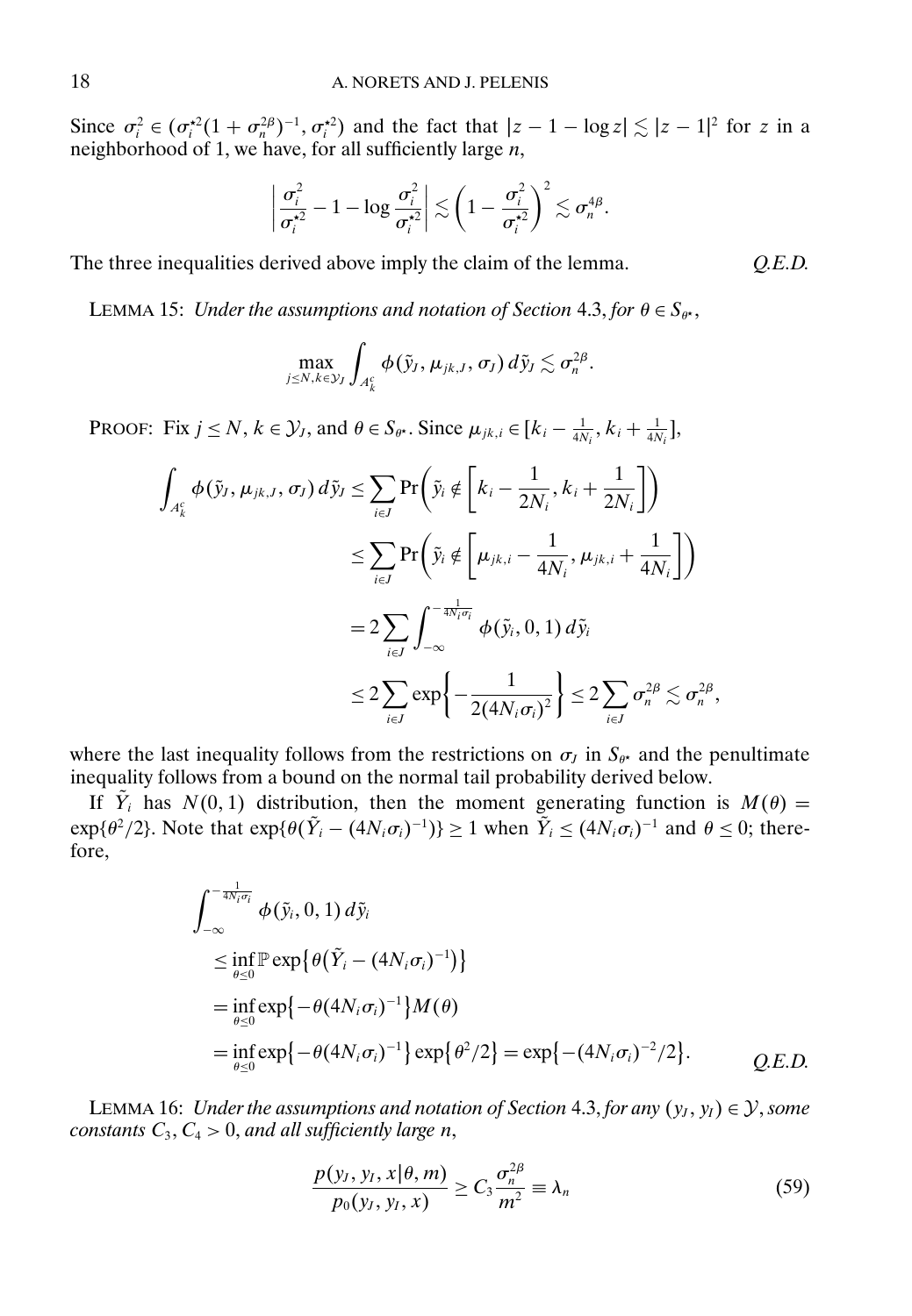Since $\sigma_i^2 \in (\sigma_i^{\star 2}(1+\sigma_n^{2\beta})^{-1}, \sigma_i^{\star 2})$ and the fact that $|z - 1 - \log z| \lesssim |z-1|^2$ for $z$ in a neighborhood of 1, we have, for all sufficiently large $n$,

$$\left| \frac{\sigma_i^2}{\sigma_i^{\star 2}} - 1 - \log \frac{\sigma_i^2}{\sigma_i^{\star 2}} \right| \lesssim \left(1 - \frac{\sigma_i^2}{\sigma_i^{\star 2}}\right)^2 \lesssim \sigma_n^{4\beta}.$$

The three inequalities derived above imply the claim of the lemma. *Q.E.D.*

LEMMA 15: *Under the assumptions and notation of Section* 4.3, *for* $\theta \in S_{\theta^\star}$,

$$\max_{j \le N, k \in \mathcal{Y}_J} \int_{A_k^c} \phi(\tilde{y}_J, \mu_{jk,J}, \sigma_J)\, d\tilde{y}_J \lesssim \sigma_n^{2\beta}.$$

PROOF: Fix $j \le N$, $k \in \mathcal{Y}_J$, and $\theta \in S_{\theta^\star}$. Since $\mu_{jk,i} \in [k_i - \frac{1}{4N_i}, k_i + \frac{1}{4N_i}]$,

$$\begin{aligned}
\int_{A_k^c} \phi(\tilde{y}_J, \mu_{jk,J}, \sigma_J)\, d\tilde{y}_J &\le \sum_{i \in J} \Pr\left(\tilde{y}_i \notin \left[k_i - \frac{1}{2N_i}, k_i + \frac{1}{2N_i}\right]\right) \\
&\le \sum_{i \in J} \Pr\left(\tilde{y}_i \notin \left[\mu_{jk,i} - \frac{1}{4N_i}, \mu_{jk,i} + \frac{1}{4N_i}\right]\right) \\
&= 2 \sum_{i \in J} \int_{-\infty}^{-\frac{1}{4N_i \sigma_i}} \phi(\tilde{y}_i, 0, 1)\, d\tilde{y}_i \\
&\le 2 \sum_{i \in J} \exp\left\{-\frac{1}{2(4N_i\sigma_i)^2}\right\} \le 2 \sum_{i \in J} \sigma_n^{2\beta} \lesssim \sigma_n^{2\beta},
\end{aligned}$$

where the last inequality follows from the restrictions on $\sigma_J$ in $S_{\theta^\star}$ and the penultimate inequality follows from a bound on the normal tail probability derived below.

If $\tilde{Y}_i$ has $N(0,1)$ distribution, then the moment generating function is $M(\theta) = \exp\{\theta^2/2\}$. Note that $\exp\{\theta(\tilde{Y}_i - (4N_i\sigma_i)^{-1})\} \ge 1$ when $\tilde{Y}_i \le (4N_i\sigma_i)^{-1}$ and $\theta \le 0$; therefore,

$$\begin{aligned}
&\int_{-\infty}^{-\frac{1}{4N_i\sigma_i}} \phi(\tilde{y}_i, 0, 1)\, d\tilde{y}_i \\
&\quad \le \inf_{\theta \le 0} \mathbb{P} \exp\{\theta(\tilde{Y}_i - (4N_i\sigma_i)^{-1})\} \\
&\quad = \inf_{\theta \le 0} \exp\{-\theta(4N_i\sigma_i)^{-1}\} M(\theta) \\
&\quad = \inf_{\theta \le 0} \exp\{-\theta(4N_i\sigma_i)^{-1}\} \exp\{\theta^2/2\} = \exp\{-(4N_i\sigma_i)^{-2}/2\}.
\end{aligned}$$

*Q.E.D.*

LEMMA 16: *Under the assumptions and notation of Section* 4.3, *for any* $(y_J, y_I) \in \mathcal{Y}$, *some constants* $C_3, C_4 > 0$, *and all sufficiently large* $n$,

$$\frac{p(y_J, y_I, x|\theta, m)}{p_0(y_J, y_I, x)} \ge C_3 \frac{\sigma_n^{2\beta}}{m^2} \equiv \lambda_n \tag{59}$$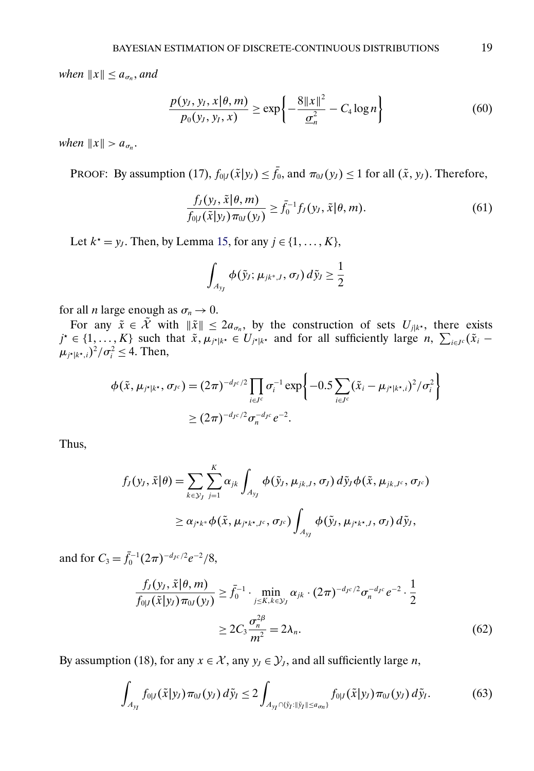*when* $\|x\| \le a_{\sigma_n}$, *and*

$$\frac{p(y_J, y_I, x|\theta, m)}{p_0(y_J, y_I, x)} \ge \exp\left\{-\frac{8\|x\|^2}{\underline{\sigma}_n^2} - C_4 \log n\right\} \tag{60}$$

*when* $\|x\| > a_{\sigma_n}$.

PROOF: By assumption (17), $f_{0|J}(\tilde{x}|y_J) \le \bar{f}_0$, and $\pi_{0J}(y_J) \le 1$ for all $(\tilde{x}, y_J)$. Therefore,

$$\frac{f_J(y_J, \tilde{x}|\theta, m)}{f_{0|J}(\tilde{x}|y_J)\pi_{0J}(y_J)} \ge \bar{f}_0^{-1} f_J(y_J, \tilde{x}|\theta, m). \tag{61}$$

Let $k^\star = y_J$. Then, by Lemma 15, for any $j \in \{1, \dots, K\}$,

$$\int_{A_{y_J}} \phi(\tilde{y}_J; \mu_{jk^*,J}, \sigma_J)\, d\tilde{y}_J \ge \frac{1}{2}$$

for all $n$ large enough as $\sigma_n \to 0$.

For any $\tilde{x} \in \tilde{\mathcal{X}}$ with $\|\tilde{x}\| \le 2a_{\sigma_n}$, by the construction of sets $U_{j|k^\star}$, there exists $j^\star \in \{1, \dots, K\}$ such that $\tilde{x}, \mu_{j^\star|k^\star} \in U_{j^\star|k^\star}$ and for all sufficiently large $n$, $\sum_{i \in J^c} (\tilde{x}_i - \mu_{j^\star|k^\star,i})^2/\sigma_i^2 \le 4$. Then,

$$\begin{aligned}
\phi(\tilde{x}, \mu_{j^\star|k^\star}, \sigma_{J^c}) &= (2\pi)^{-d_{J^c}/2} \prod_{i \in J^c} \sigma_i^{-1} \exp\left\{-0.5 \sum_{i \in J^c} (\tilde{x}_i - \mu_{j^\star|k^\star,i})^2/\sigma_i^2\right\} \\
&\ge (2\pi)^{-d_{J^c}/2} \sigma_n^{-d_{J^c}} e^{-2}.
\end{aligned}$$

Thus,

$$\begin{aligned}
f_J(y_J, \tilde{x}|\theta) &= \sum_{k \in \mathcal{Y}_J} \sum_{j=1}^{K} \alpha_{jk} \int_{A_{y_J}} \phi(\tilde{y}_J, \mu_{jk,J}, \sigma_J)\, d\tilde{y}_J \phi(\tilde{x}, \mu_{jk,J^c}, \sigma_{J^c}) \\
&\ge \alpha_{j^\star k^*} \phi(\tilde{x}, \mu_{j^\star k^\star,J^c}, \sigma_{J^c}) \int_{A_{y_J}} \phi(\tilde{y}_J, \mu_{j^\star k^\star,J}, \sigma_J)\, d\tilde{y}_J,
\end{aligned}$$

and for $C_3 = \bar{f}_0^{-1}(2\pi)^{-d_{J^c}/2} e^{-2}/8$,

$$\begin{aligned}
\frac{f_J(y_J, \tilde{x}|\theta, m)}{f_{0|J}(\tilde{x}|y_J)\pi_{0J}(y_J)} &\ge \bar{f}_0^{-1} \cdot \min_{j \le K, k \in \mathcal{Y}_J} \alpha_{jk} \cdot (2\pi)^{-d_{J^c}/2} \sigma_n^{-d_{J^c}} e^{-2} \cdot \frac{1}{2} \\
&\ge 2C_3 \frac{\sigma_n^{2\beta}}{m^2} = 2\lambda_n.
\end{aligned} \tag{62}$$

By assumption (18), for any $x \in \mathcal{X}$, any $y_J \in \mathcal{Y}_J$, and all sufficiently large $n$,

$$\int_{A_{y_I}} f_{0|J}(\tilde{x}|y_J)\pi_{0J}(y_J)\, d\tilde{y}_I \le 2 \int_{A_{y_I} \cap \{\tilde{y}_I : \|\tilde{y}_I\| \le a_{\sigma_n}\}} f_{0|J}(\tilde{x}|y_J)\pi_{0J}(y_J)\, d\tilde{y}_I. \tag{63}$$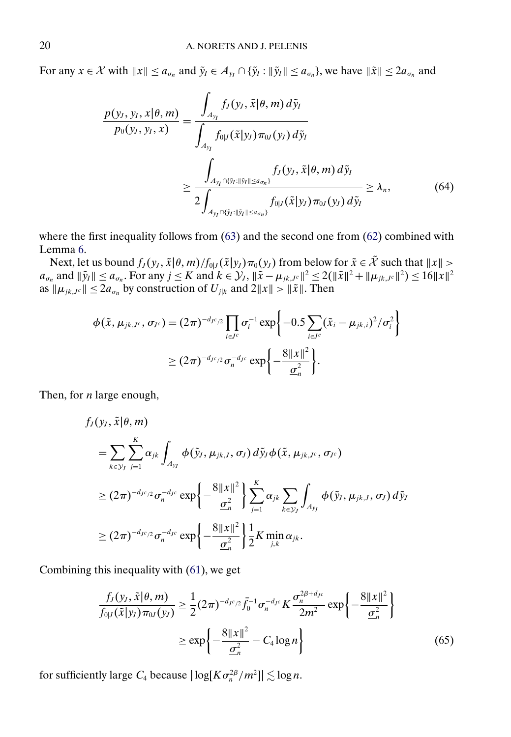For any $x \in \mathcal{X}$ with $\|x\| \leq a_{\sigma_n}$ and $\tilde{y}_I \in A_{y_I} \cap \{\tilde{y}_I : \|\tilde{y}_I\| \leq a_{\sigma_n}\}$, we have $\|\tilde{x}\| \leq 2a_{\sigma_n}$ and

$$
\begin{aligned}
\frac{p(y_J, y_I, x|\theta, m)}{p_0(y_J, y_I, x)} &= \frac{\int_{A_{y_I}} f_J(y_J, \tilde{x}|\theta, m)\, d\tilde{y}_I}{\int_{A_{y_I}} f_{0|J}(\tilde{x}|y_J)\pi_{0J}(y_J)\, d\tilde{y}_I} \\
&\geq \frac{\int_{A_{y_I}\cap\{\tilde{y}_I:\|\tilde{y}_I\|\leq a_{\sigma_n}\}} f_J(y_J, \tilde{x}|\theta, m)\, d\tilde{y}_I}{2\int_{A_{y_I}\cap\{\tilde{y}_I:\|\tilde{y}_I\|\leq a_{\sigma_n}\}} f_{0|J}(\tilde{x}|y_J)\pi_{0J}(y_J)\, d\tilde{y}_I} \geq \lambda_n, \qquad (64)
\end{aligned}
$$

where the first inequality follows from (63) and the second one from (62) combined with Lemma 6.

Next, let us bound $f_J(y_J, \tilde{x}|\theta, m)/f_{0|J}(\tilde{x}|y_J)\pi_0(y_J)$ from below for $\tilde{x} \in \tilde{\mathcal{X}}$ such that $\|x\| > a_{\sigma_n}$ and $\|\tilde{y}_I\| \leq a_{\sigma_n}$. For any $j \leq K$ and $k \in \mathcal{Y}_J$, $\|\tilde{x} - \mu_{jk,J^c}\|^2 \leq 2(\|\tilde{x}\|^2 + \|\mu_{jk,J^c}\|^2) \leq 16\|x\|^2$ as $\|\mu_{jk,J^c}\| \leq 2a_{\sigma_n}$ by construction of $U_{j|k}$ and $2\|x\| > \|\tilde{x}\|$. Then

$$
\begin{aligned}
\phi(\tilde{x}, \mu_{jk,J^c}, \sigma_{J^c}) &= (2\pi)^{-d_{J^c}/2} \prod_{i\in J^c} \sigma_i^{-1} \exp\left\{-0.5\sum_{i\in J^c} (\tilde{x}_i - \mu_{jk,i})^2/\sigma_i^2\right\} \\
&\geq (2\pi)^{-d_{J^c}/2} \sigma_n^{-d_{J^c}} \exp\left\{-\frac{8\|x\|^2}{\underline{\sigma}_n^2}\right\}.
\end{aligned}
$$

Then, for $n$ large enough,

$$
\begin{aligned}
&f_J(y_J, \tilde{x}|\theta, m) \\
&\quad= \sum_{k\in\mathcal{Y}_J} \sum_{j=1}^{K} \alpha_{jk} \int_{A_{y_J}} \phi(\tilde{y}_J, \mu_{jk,J}, \sigma_J)\, d\tilde{y}_J \phi(\tilde{x}, \mu_{jk,J^c}, \sigma_{J^c}) \\
&\quad\geq (2\pi)^{-d_{J^c}/2} \sigma_n^{-d_{J^c}} \exp\left\{-\frac{8\|x\|^2}{\underline{\sigma}_n^2}\right\} \sum_{j=1}^{K} \alpha_{jk} \sum_{k\in\mathcal{Y}_J} \int_{A_{y_J}} \phi(\tilde{y}_J, \mu_{jk,J}, \sigma_J)\, d\tilde{y}_J \\
&\quad\geq (2\pi)^{-d_{J^c}/2} \sigma_n^{-d_{J^c}} \exp\left\{-\frac{8\|x\|^2}{\underline{\sigma}_n^2}\right\} \frac{1}{2} K \min_{j,k} \alpha_{jk}.
\end{aligned}
$$

Combining this inequality with (61), we get

$$
\begin{aligned}
\frac{f_J(y_J, \tilde{x}|\theta, m)}{f_{0|J}(\tilde{x}|y_J)\pi_{0J}(y_J)} &\geq \frac{1}{2}(2\pi)^{-d_{J^c}/2} \bar{f}_0^{-1} \sigma_n^{-d_{J^c}} K \frac{\sigma_n^{2\beta+d_{J^c}}}{2m^2} \exp\left\{-\frac{8\|x\|^2}{\underline{\sigma}_n^2}\right\} \\
&\geq \exp\left\{-\frac{8\|x\|^2}{\underline{\sigma}_n^2} - C_4 \log n\right\} \qquad (65)
\end{aligned}
$$

for sufficiently large $C_4$ because $|\log[K\sigma_n^{2\beta}/m^2]| \lesssim \log n$.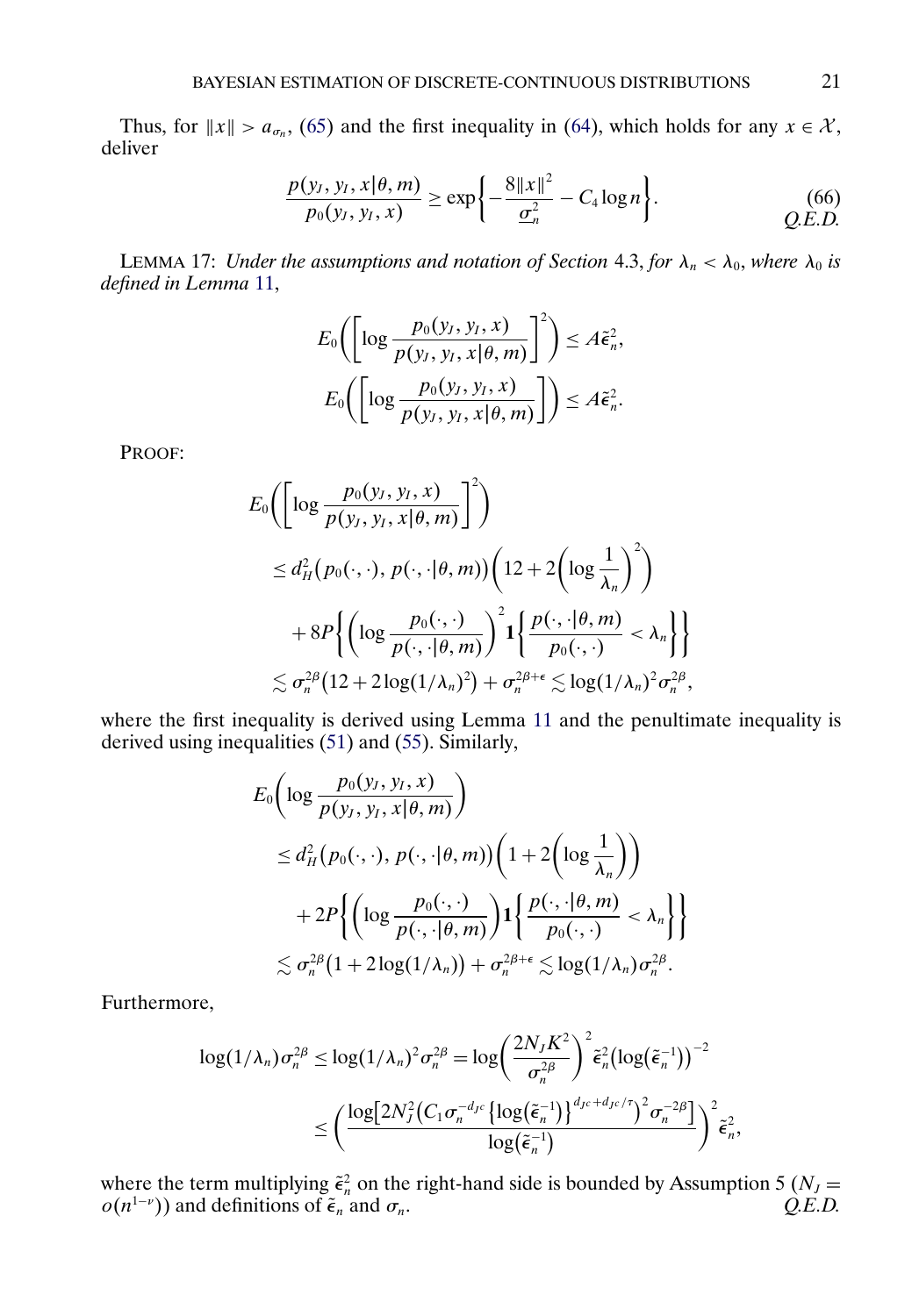Thus, for $\|x\| > a_{\sigma_n}$, (65) and the first inequality in (64), which holds for any $x \in \mathcal{X}$, deliver

$$\frac{p(y_J, y_I, x|\theta, m)}{p_0(y_J, y_I, x)} \geq \exp\left\{-\frac{8\|x\|^2}{\underline{\sigma}_n^2} - C_4 \log n\right\}. \tag{66}$$

*Q.E.D.*

LEMMA 17: *Under the assumptions and notation of Section* 4.3, *for* $\lambda_n < \lambda_0$, *where* $\lambda_0$ *is defined in Lemma* 11,

$$E_0\left(\left[\log\frac{p_0(y_J, y_I, x)}{p(y_J, y_I, x|\theta, m)}\right]^2\right) \leq A\tilde{\epsilon}_n^2,$$

$$E_0\left(\left[\log\frac{p_0(y_J, y_I, x)}{p(y_J, y_I, x|\theta, m)}\right]\right) \leq A\tilde{\epsilon}_n^2.$$

PROOF:

$$\begin{aligned}
&E_0\left(\left[\log\frac{p_0(y_J, y_I, x)}{p(y_J, y_I, x|\theta, m)}\right]^2\right) \\
&\quad \leq d_H^2\big(p_0(\cdot,\cdot), p(\cdot,\cdot|\theta, m)\big)\left(12 + 2\left(\log\frac{1}{\lambda_n}\right)^2\right) \\
&\qquad + 8P\left\{\left(\log\frac{p_0(\cdot,\cdot)}{p(\cdot,\cdot|\theta, m)}\right)^2 \mathbf{1}\left\{\frac{p(\cdot,\cdot|\theta, m)}{p_0(\cdot,\cdot)} < \lambda_n\right\}\right\} \\
&\quad \lesssim \sigma_n^{2\beta}\big(12 + 2\log(1/\lambda_n)^2\big) + \sigma_n^{2\beta+\epsilon} \lesssim \log(1/\lambda_n)^2\sigma_n^{2\beta},
\end{aligned}$$

where the first inequality is derived using Lemma 11 and the penultimate inequality is derived using inequalities (51) and (55). Similarly,

$$\begin{aligned}
&E_0\left(\log\frac{p_0(y_J, y_I, x)}{p(y_J, y_I, x|\theta, m)}\right) \\
&\quad \leq d_H^2\big(p_0(\cdot,\cdot), p(\cdot,\cdot|\theta, m)\big)\left(1 + 2\left(\log\frac{1}{\lambda_n}\right)\right) \\
&\qquad + 2P\left\{\left(\log\frac{p_0(\cdot,\cdot)}{p(\cdot,\cdot|\theta, m)}\right) \mathbf{1}\left\{\frac{p(\cdot,\cdot|\theta, m)}{p_0(\cdot,\cdot)} < \lambda_n\right\}\right\} \\
&\quad \lesssim \sigma_n^{2\beta}\big(1 + 2\log(1/\lambda_n)\big) + \sigma_n^{2\beta+\epsilon} \lesssim \log(1/\lambda_n)\sigma_n^{2\beta}.
\end{aligned}$$

Furthermore,

$$\begin{aligned}
\log(1/\lambda_n)\sigma_n^{2\beta} \leq \log(1/\lambda_n)^2\sigma_n^{2\beta} &= \log\left(\frac{2N_J K^2}{\sigma_n^{2\beta}}\right)^2 \tilde{\epsilon}_n^2\big(\log\big(\tilde{\epsilon}_n^{-1}\big)\big)^{-2} \\
&\leq \left(\frac{\log\left[2N_J^2\left(C_1\sigma_n^{-d_{Jc}}\left\{\log\left(\tilde{\epsilon}_n^{-1}\right)\right\}^{d_{Jc}+d_{Jc}/\tau}\right)^2\sigma_n^{-2\beta}\right]}{\log\left(\tilde{\epsilon}_n^{-1}\right)}\right)^2 \tilde{\epsilon}_n^2,
\end{aligned}$$

where the term multiplying $\tilde{\epsilon}_n^2$ on the right-hand side is bounded by Assumption 5 ($N_J = o(n^{1-\nu})$) and definitions of $\tilde{\epsilon}_n$ and $\sigma_n$. *Q.E.D.*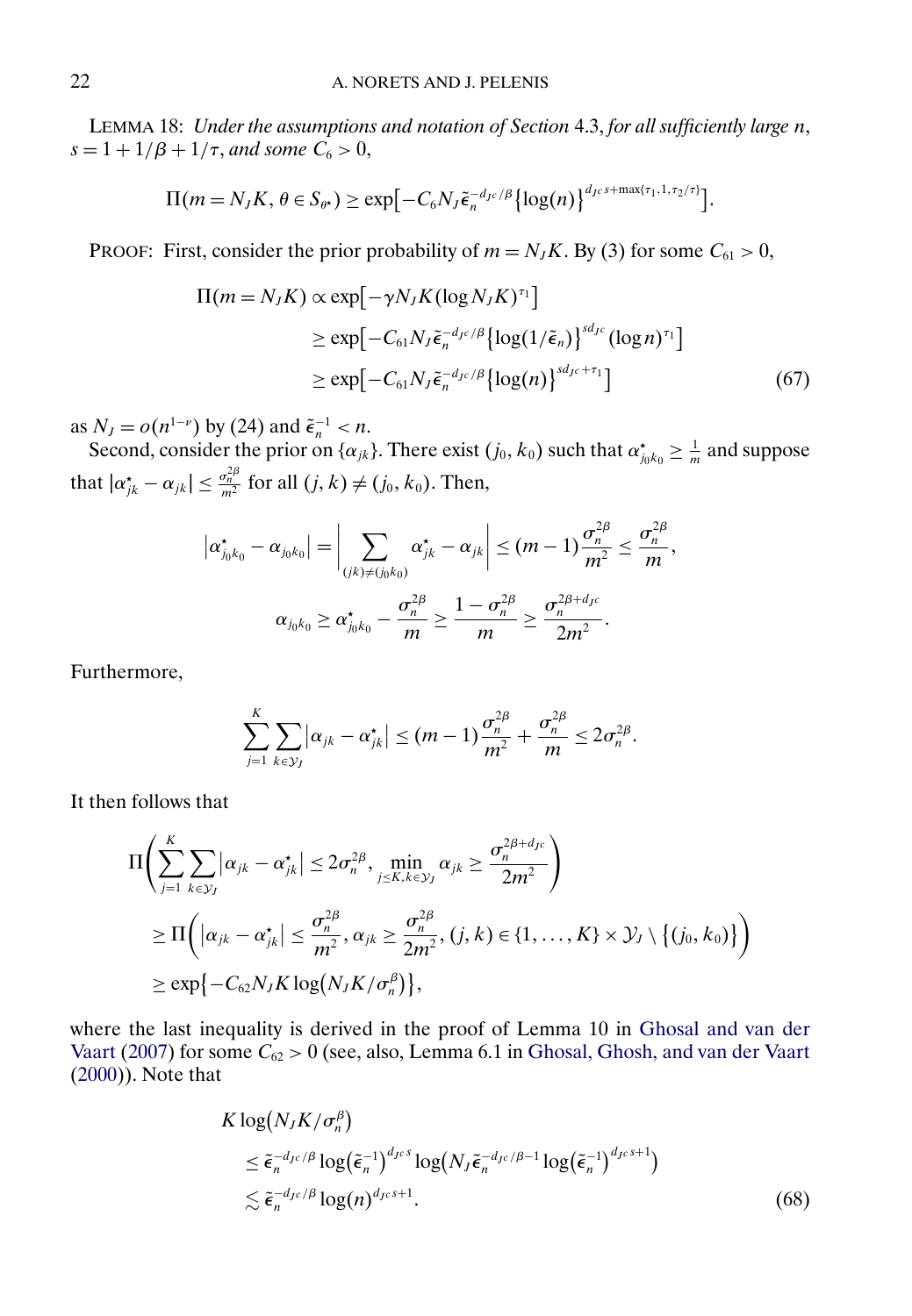LEMMA 18: *Under the assumptions and notation of Section* 4.3, *for all sufficiently large $n$*, $s = 1 + 1/\beta + 1/\tau$, *and some $C_6 > 0$*,

$$\Pi(m = N_J K, \theta \in S_{\theta^\star}) \geq \exp\big[-C_6 N_J \tilde{\epsilon}_n^{-d_{Jc}/\beta} \{\log(n)\}^{d_{Jc}s + \max\{\tau_1, 1, \tau_2/\tau\}}\big].$$

PROOF: First, consider the prior probability of $m = N_J K$. By (3) for some $C_{61} > 0$,

$$\begin{aligned}
\Pi(m = N_J K) &\propto \exp\big[-\gamma N_J K (\log N_J K)^{\tau_1}\big] \\
&\geq \exp\big[-C_{61} N_J \tilde{\epsilon}_n^{-d_{Jc}/\beta} \{\log(1/\tilde{\epsilon}_n)\}^{s d_{Jc}} (\log n)^{\tau_1}\big] \\
&\geq \exp\big[-C_{61} N_J \tilde{\epsilon}_n^{-d_{Jc}/\beta} \{\log(n)\}^{s d_{Jc} + \tau_1}\big]
\end{aligned} \tag{67}$$

as $N_J = o(n^{1-\nu})$ by (24) and $\tilde{\epsilon}_n^{-1} < n$.

Second, consider the prior on $\{\alpha_{jk}\}$. There exist $(j_0, k_0)$ such that $\alpha^\star_{j_0 k_0} \geq \frac{1}{m}$ and suppose that $|\alpha^\star_{jk} - \alpha_{jk}| \leq \frac{\sigma_n^{2\beta}}{m^2}$ for all $(j, k) \neq (j_0, k_0)$. Then,

$$\big|\alpha^\star_{j_0 k_0} - \alpha_{j_0 k_0}\big| = \bigg|\sum_{(jk)\neq(j_0 k_0)} \alpha^\star_{jk} - \alpha_{jk}\bigg| \leq (m-1)\frac{\sigma_n^{2\beta}}{m^2} \leq \frac{\sigma_n^{2\beta}}{m},$$

$$\alpha_{j_0 k_0} \geq \alpha^\star_{j_0 k_0} - \frac{\sigma_n^{2\beta}}{m} \geq \frac{1 - \sigma_n^{2\beta}}{m} \geq \frac{\sigma_n^{2\beta + d_{Jc}}}{2m^2}.$$

Furthermore,

$$\sum_{j=1}^{K} \sum_{k \in \mathcal{Y}_J} \big|\alpha_{jk} - \alpha^\star_{jk}\big| \leq (m-1)\frac{\sigma_n^{2\beta}}{m^2} + \frac{\sigma_n^{2\beta}}{m} \leq 2\sigma_n^{2\beta}.$$

It then follows that

$$\begin{aligned}
&\Pi\left(\sum_{j=1}^{K} \sum_{k \in \mathcal{Y}_J} \big|\alpha_{jk} - \alpha^\star_{jk}\big| \leq 2\sigma_n^{2\beta}, \min_{j \leq K, k \in \mathcal{Y}_J} \alpha_{jk} \geq \frac{\sigma_n^{2\beta + d_{Jc}}}{2m^2}\right) \\
&\quad \geq \Pi\left(\big|\alpha_{jk} - \alpha^\star_{jk}\big| \leq \frac{\sigma_n^{2\beta}}{m^2}, \alpha_{jk} \geq \frac{\sigma_n^{2\beta}}{2m^2}, (j, k) \in \{1, \ldots, K\} \times \mathcal{Y}_J \setminus \{(j_0, k_0)\}\right) \\
&\quad \geq \exp\big\{-C_{62} N_J K \log\big(N_J K/\sigma_n^\beta\big)\big\},
\end{aligned}$$

where the last inequality is derived in the proof of Lemma 10 in Ghosal and van der Vaart (2007) for some $C_{62} > 0$ (see, also, Lemma 6.1 in Ghosal, Ghosh, and van der Vaart (2000)). Note that

$$\begin{aligned}
&K \log\big(N_J K/\sigma_n^\beta\big) \\
&\quad \leq \tilde{\epsilon}_n^{-d_{Jc}/\beta} \log\big(\tilde{\epsilon}_n^{-1}\big)^{d_{Jc}s} \log\big(N_J \tilde{\epsilon}_n^{-d_{Jc}/\beta - 1} \log\big(\tilde{\epsilon}_n^{-1}\big)^{d_{Jc}s + 1}\big) \\
&\quad \lesssim \tilde{\epsilon}_n^{-d_{Jc}/\beta} \log(n)^{d_{Jc}s + 1}.
\end{aligned} \tag{68}$$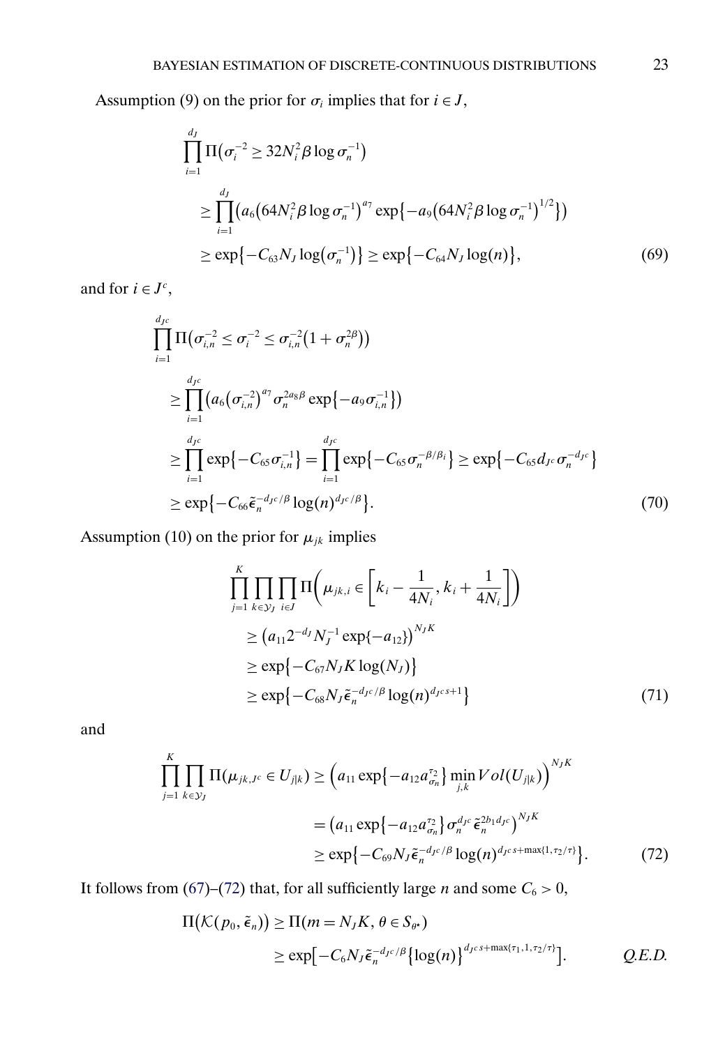Assumption (9) on the prior for $\sigma_i$ implies that for $i \in J$,

$$
\begin{aligned}
&\prod_{i=1}^{d_J} \Pi\left(\sigma_i^{-2} \geq 32 N_i^2 \beta \log \sigma_n^{-1}\right) \\
&\quad \geq \prod_{i=1}^{d_J} \left(a_6 \left(64 N_i^2 \beta \log \sigma_n^{-1}\right)^{a_7} \exp\left\{-a_9 \left(64 N_i^2 \beta \log \sigma_n^{-1}\right)^{1/2}\right\}\right) \\
&\quad \geq \exp\left\{-C_{63} N_J \log\left(\sigma_n^{-1}\right)\right\} \geq \exp\left\{-C_{64} N_J \log(n)\right\},
\end{aligned} \tag{69}
$$

and for $i \in J^c$,

$$
\begin{aligned}
&\prod_{i=1}^{d_{J^c}} \Pi\left(\sigma_{i,n}^{-2} \leq \sigma_i^{-2} \leq \sigma_{i,n}^{-2}\left(1 + \sigma_n^{2\beta}\right)\right) \\
&\quad \geq \prod_{i=1}^{d_{J^c}} \left(a_6 \left(\sigma_{i,n}^{-2}\right)^{a_7} \sigma_n^{2a_8\beta} \exp\left\{-a_9 \sigma_{i,n}^{-1}\right\}\right) \\
&\quad \geq \prod_{i=1}^{d_{J^c}} \exp\left\{-C_{65} \sigma_{i,n}^{-1}\right\} = \prod_{i=1}^{d_{J^c}} \exp\left\{-C_{65} \sigma_n^{-\beta/\beta_i}\right\} \geq \exp\left\{-C_{65} d_{J^c} \sigma_n^{-d_{J^c}}\right\} \\
&\quad \geq \exp\left\{-C_{66} \tilde{\epsilon}_n^{-d_{J^c}/\beta} \log(n)^{d_{J^c}/\beta}\right\}.
\end{aligned} \tag{70}
$$

Assumption (10) on the prior for $\mu_{jk}$ implies

$$
\begin{aligned}
&\prod_{j=1}^{K} \prod_{k \in \mathcal{Y}_J} \prod_{i \in J} \Pi\left(\mu_{jk,i} \in \left[k_i - \frac{1}{4N_i}, k_i + \frac{1}{4N_i}\right]\right) \\
&\quad \geq \left(a_{11} 2^{-d_J} N_J^{-1} \exp\{-a_{12}\}\right)^{N_J K} \\
&\quad \geq \exp\left\{-C_{67} N_J K \log(N_J)\right\} \\
&\quad \geq \exp\left\{-C_{68} N_J \tilde{\epsilon}_n^{-d_{J^c}/\beta} \log(n)^{d_{J^c} s + 1}\right\}
\end{aligned} \tag{71}
$$

and

$$
\begin{aligned}
\prod_{j=1}^{K} \prod_{k \in \mathcal{Y}_J} \Pi(\mu_{jk,J^c} \in U_{j|k}) &\geq \left(a_{11} \exp\left\{-a_{12} a_{\sigma_n}^{\tau_2}\right\} \min_{j,k} Vol(U_{j|k})\right)^{N_J K} \\
&= \left(a_{11} \exp\left\{-a_{12} a_{\sigma_n}^{\tau_2}\right\} \sigma_n^{d_{J^c}} \tilde{\epsilon}_n^{2b_1 d_{J^c}}\right)^{N_J K} \\
&\geq \exp\left\{-C_{69} N_J \tilde{\epsilon}_n^{-d_{J^c}/\beta} \log(n)^{d_{J^c} s + \max\{1, \tau_2/\tau\}}\right\}.
\end{aligned} \tag{72}
$$

It follows from (67)–(72) that, for all sufficiently large $n$ and some $C_6 > 0$,

$$
\begin{aligned}
\Pi\left(\mathcal{K}(p_0, \tilde{\epsilon}_n)\right) &\geq \Pi(m = N_J K, \theta \in S_{\theta^\star}) \\
&\geq \exp\left[-C_6 N_J \tilde{\epsilon}_n^{-d_{J^c}/\beta} \left\{\log(n)\right\}^{d_{J^c} s + \max\{\tau_1, 1, \tau_2/\tau\}}\right]. \qquad \textit{Q.E.D.}
\end{aligned}
$$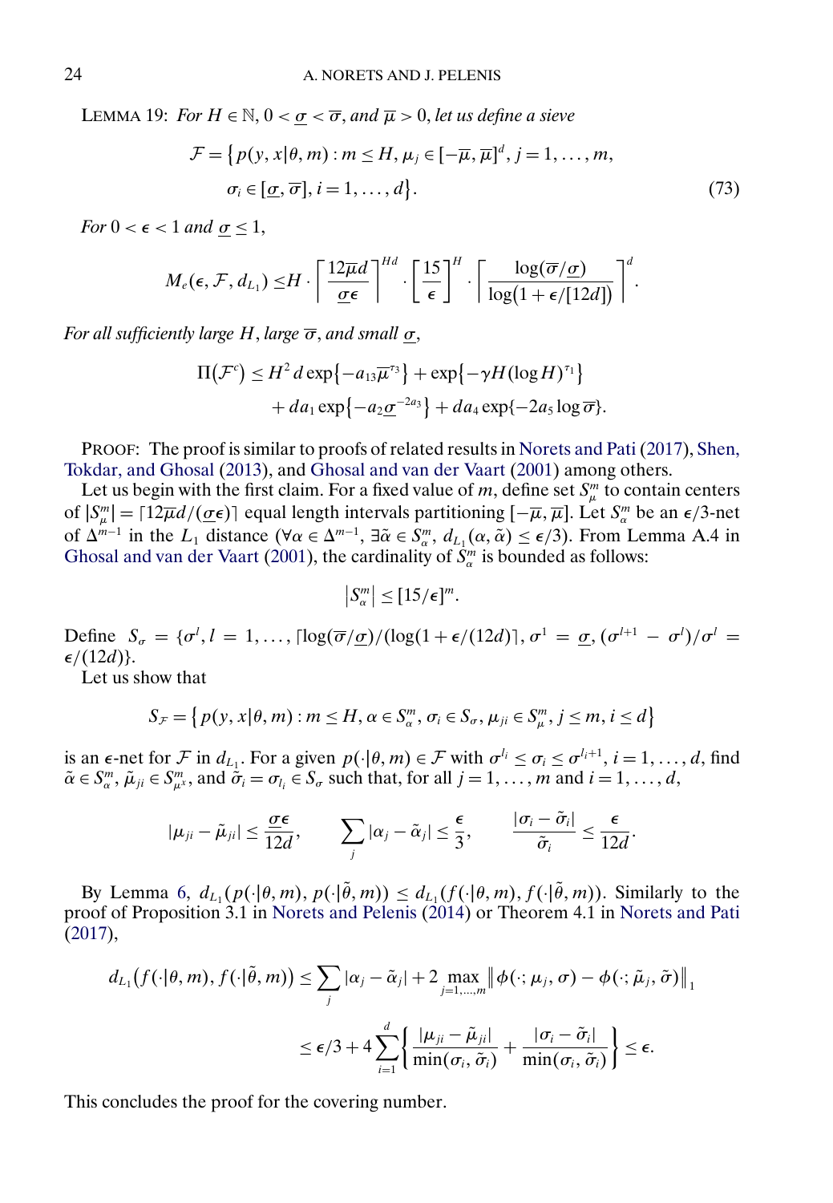LEMMA 19: *For $H \in \mathbb{N}$, $0 < \underline{\sigma} < \overline{\sigma}$, and $\overline{\mu} > 0$, let us define a sieve*

$$
\begin{aligned}
\mathcal{F} = \big\{ p(y, x|\theta, m) : m \leq H, \mu_j \in [-\overline{\mu}, \overline{\mu}]^d, j = 1, \dots, m, \\
\sigma_i \in [\underline{\sigma}, \overline{\sigma}], i = 1, \dots, d \big\}.
\end{aligned} \tag{73}
$$

*For $0 < \epsilon < 1$ and $\underline{\sigma} \leq 1$,*

$$
M_e(\epsilon, \mathcal{F}, d_{L_1}) \leq H \cdot \left\lceil \frac{12\overline{\mu} d}{\underline{\sigma}\epsilon} \right\rceil^{Hd} \cdot \left\lceil \frac{15}{\epsilon} \right\rceil^{H} \cdot \left\lceil \frac{\log(\overline{\sigma}/\underline{\sigma})}{\log(1 + \epsilon/[12d])} \right\rceil^{d}.
$$

*For all sufficiently large $H$, large $\overline{\sigma}$, and small $\underline{\sigma}$,*

$$
\begin{aligned}
\Pi(\mathcal{F}^c) \leq H^2 d \exp\{-a_{13}\overline{\mu}^{\tau_3}\} + \exp\{-\gamma H (\log H)^{\tau_1}\} \\
+ d a_1 \exp\{-a_2 \underline{\sigma}^{-2a_3}\} + d a_4 \exp\{-2a_5 \log \overline{\sigma}\}.
\end{aligned}
$$

PROOF: The proof is similar to proofs of related results in Norets and Pati (2017), Shen, Tokdar, and Ghosal (2013), and Ghosal and van der Vaart (2001) among others.

Let us begin with the first claim. For a fixed value of $m$, define set $S_\mu^m$ to contain centers of $|S_\mu^m| = \lceil 12\overline{\mu} d/(\underline{\sigma}\epsilon) \rceil$ equal length intervals partitioning $[-\overline{\mu}, \overline{\mu}]$. Let $S_\alpha^m$ be an $\epsilon/3$-net of $\Delta^{m-1}$ in the $L_1$ distance ($\forall \alpha \in \Delta^{m-1}$, $\exists \tilde{\alpha} \in S_\alpha^m$, $d_{L_1}(\alpha, \tilde{\alpha}) \leq \epsilon/3$). From Lemma A.4 in Ghosal and van der Vaart (2001), the cardinality of $S_\alpha^m$ is bounded as follows:

$$
|S_\alpha^m| \leq [15/\epsilon]^m.
$$

Define $S_\sigma = \{\sigma^l, l = 1, \dots, \lceil \log(\overline{\sigma}/\underline{\sigma})/(\log(1 + \epsilon/(12d)) \rceil, \sigma^1 = \underline{\sigma}, (\sigma^{l+1} - \sigma^l)/\sigma^l = \epsilon/(12d)\}$.

Let us show that

$$
S_{\mathcal{F}} = \big\{ p(y, x|\theta, m) : m \leq H, \alpha \in S_\alpha^m, \sigma_i \in S_\sigma, \mu_{ji} \in S_\mu^m, j \leq m, i \leq d \big\}
$$

is an $\epsilon$-net for $\mathcal{F}$ in $d_{L_1}$. For a given $p(\cdot|\theta, m) \in \mathcal{F}$ with $\sigma^{l_i} \leq \sigma_i \leq \sigma^{l_i+1}$, $i = 1, \dots, d$, find $\tilde{\alpha} \in S_\alpha^m$, $\tilde{\mu}_{ji} \in S_{\mu^x}^m$, and $\tilde{\sigma}_i = \sigma_{l_i} \in S_\sigma$ such that, for all $j = 1, \dots, m$ and $i = 1, \dots, d$,

$$
|\mu_{ji} - \tilde{\mu}_{ji}| \leq \frac{\underline{\sigma}\epsilon}{12d}, \qquad \sum_j |\alpha_j - \tilde{\alpha}_j| \leq \frac{\epsilon}{3}, \qquad \frac{|\sigma_i - \tilde{\sigma}_i|}{\tilde{\sigma}_i} \leq \frac{\epsilon}{12d}.
$$

By Lemma 6, $d_{L_1}(p(\cdot|\theta, m), p(\cdot|\tilde{\theta}, m)) \leq d_{L_1}(f(\cdot|\theta, m), f(\cdot|\tilde{\theta}, m))$. Similarly to the proof of Proposition 3.1 in Norets and Pelenis (2014) or Theorem 4.1 in Norets and Pati (2017),

$$
\begin{aligned}
d_{L_1}\big(f(\cdot|\theta, m), f(\cdot|\tilde{\theta}, m)\big) &\leq \sum_j |\alpha_j - \tilde{\alpha}_j| + 2 \max_{j=1,\dots,m} \big\| \phi(\cdot; \mu_j, \sigma) - \phi(\cdot; \tilde{\mu}_j, \tilde{\sigma}) \big\|_1 \\
&\leq \epsilon/3 + 4 \sum_{i=1}^{d} \left\{ \frac{|\mu_{ji} - \tilde{\mu}_{ji}|}{\min(\sigma_i, \tilde{\sigma}_i)} + \frac{|\sigma_i - \tilde{\sigma}_i|}{\min(\sigma_i, \tilde{\sigma}_i)} \right\} \leq \epsilon.
\end{aligned}
$$

This concludes the proof for the covering number.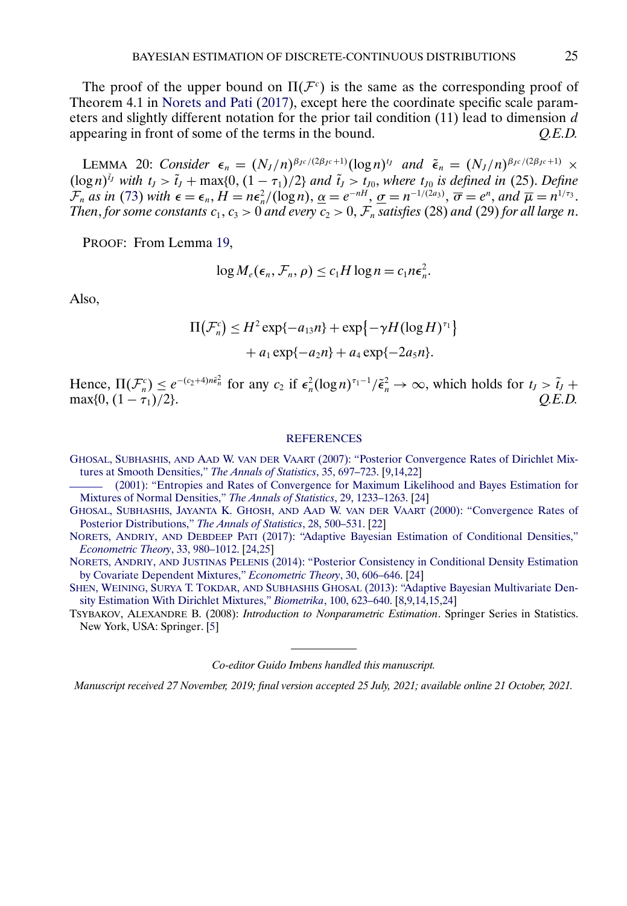The proof of the upper bound on $\Pi(\mathcal{F}^c)$ is the same as the corresponding proof of Theorem 4.1 in Norets and Pati (2017), except here the coordinate specific scale parameters and slightly different notation for the prior tail condition (11) lead to dimension $d$ appearing in front of some of the terms in the bound. *Q.E.D.*

LEMMA 20: *Consider* $\epsilon_n = (N_J/n)^{\beta_{Jc}/(2\beta_{Jc}+1)}(\log n)^{t_J}$ *and* $\tilde{\epsilon}_n = (N_J/n)^{\beta_{Jc}/(2\beta_{Jc}+1)} \times (\log n)^{\tilde{t}_J}$ *with* $t_J > \tilde{t}_J + \max\{0, (1-\tau_1)/2\}$ *and* $\tilde{t}_J > t_{J0}$, *where* $t_{J0}$ *is defined in* (25). *Define* $\mathcal{F}_n$ *as in* (73) *with* $\epsilon = \epsilon_n$, $H = n\epsilon_n^2/(\log n)$, $\underline{\alpha} = e^{-nH}$, $\underline{\sigma} = n^{-1/(2a_3)}$, $\overline{\sigma} = e^n$, *and* $\overline{\mu} = n^{1/\tau_3}$. *Then, for some constants* $c_1, c_3 > 0$ *and every* $c_2 > 0$, $\mathcal{F}_n$ *satisfies* (28) *and* (29) *for all large* $n$.

PROOF: From Lemma 19,

$$\log M_e(\epsilon_n, \mathcal{F}_n, \rho) \leq c_1 H \log n = c_1 n\epsilon_n^2.$$

Also,

$$\Pi(\mathcal{F}_n^c) \leq H^2 \exp\{-a_{13}n\} + \exp\{-\gamma H(\log H)^{\tau_1}\} + a_1 \exp\{-a_2 n\} + a_4 \exp\{-2a_5 n\}.$$

Hence, $\Pi(\mathcal{F}_n^c) \leq e^{-(c_2+4)n\tilde{\epsilon}_n^2}$ for any $c_2$ if $\epsilon_n^2(\log n)^{\tau_1 - 1}/\tilde{\epsilon}_n^2 \to \infty$, which holds for $t_J > \tilde{t}_J + \max\{0, (1-\tau_1)/2\}$. *Q.E.D.*

## REFERENCES

GHOSAL, SUBHASHIS, AND AAD W. VAN DER VAART (2007): "Posterior Convergence Rates of Dirichlet Mixtures at Smooth Densities," *The Annals of Statistics*, 35, 697–723. [9,14,22]

——— (2001): "Entropies and Rates of Convergence for Maximum Likelihood and Bayes Estimation for Mixtures of Normal Densities," *The Annals of Statistics*, 29, 1233–1263. [24]

GHOSAL, SUBHASHIS, JAYANTA K. GHOSH, AND AAD W. VAN DER VAART (2000): "Convergence Rates of Posterior Distributions," *The Annals of Statistics*, 28, 500–531. [22]

NORETS, ANDRIY, AND DEBDEEP PATI (2017): "Adaptive Bayesian Estimation of Conditional Densities," *Econometric Theory*, 33, 980–1012. [24,25]

NORETS, ANDRIY, AND JUSTINAS PELENIS (2014): "Posterior Consistency in Conditional Density Estimation by Covariate Dependent Mixtures," *Econometric Theory*, 30, 606–646. [24]

SHEN, WEINING, SURYA T. TOKDAR, AND SUBHASHIS GHOSAL (2013): "Adaptive Bayesian Multivariate Density Estimation With Dirichlet Mixtures," *Biometrika*, 100, 623–640. [8,9,14,15,24]

TSYBAKOV, ALEXANDRE B. (2008): *Introduction to Nonparametric Estimation*. Springer Series in Statistics. New York, USA: Springer. [5]

---

*Co-editor Guido Imbens handled this manuscript.*

*Manuscript received 27 November, 2019; final version accepted 25 July, 2021; available online 21 October, 2021.*